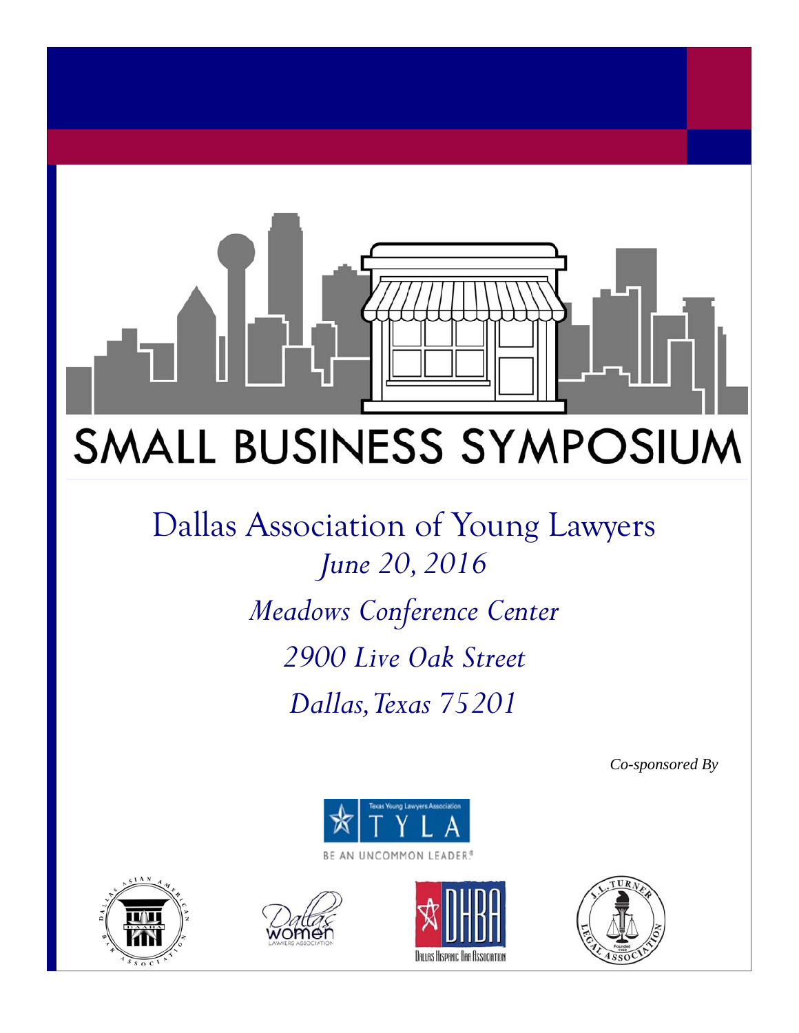# SMALL BUSINESS SYMPOSIUM

## Dallas Association of Young Lawyers

*June 20, 2016*

*Meadows Conference Center*

*2900 Live Oak Street*

*Dallas, Texas 75201*

*Co-sponsored By*

Texas Young Lawyers Association
TYLA
BE AN UNCOMMON LEADER.®

Dallas Asian American Bar Association

Dallas Women Lawyers Association

DHBA
Dallas Hispanic Bar Association

J.L. Turner Legal Association
Founded 1952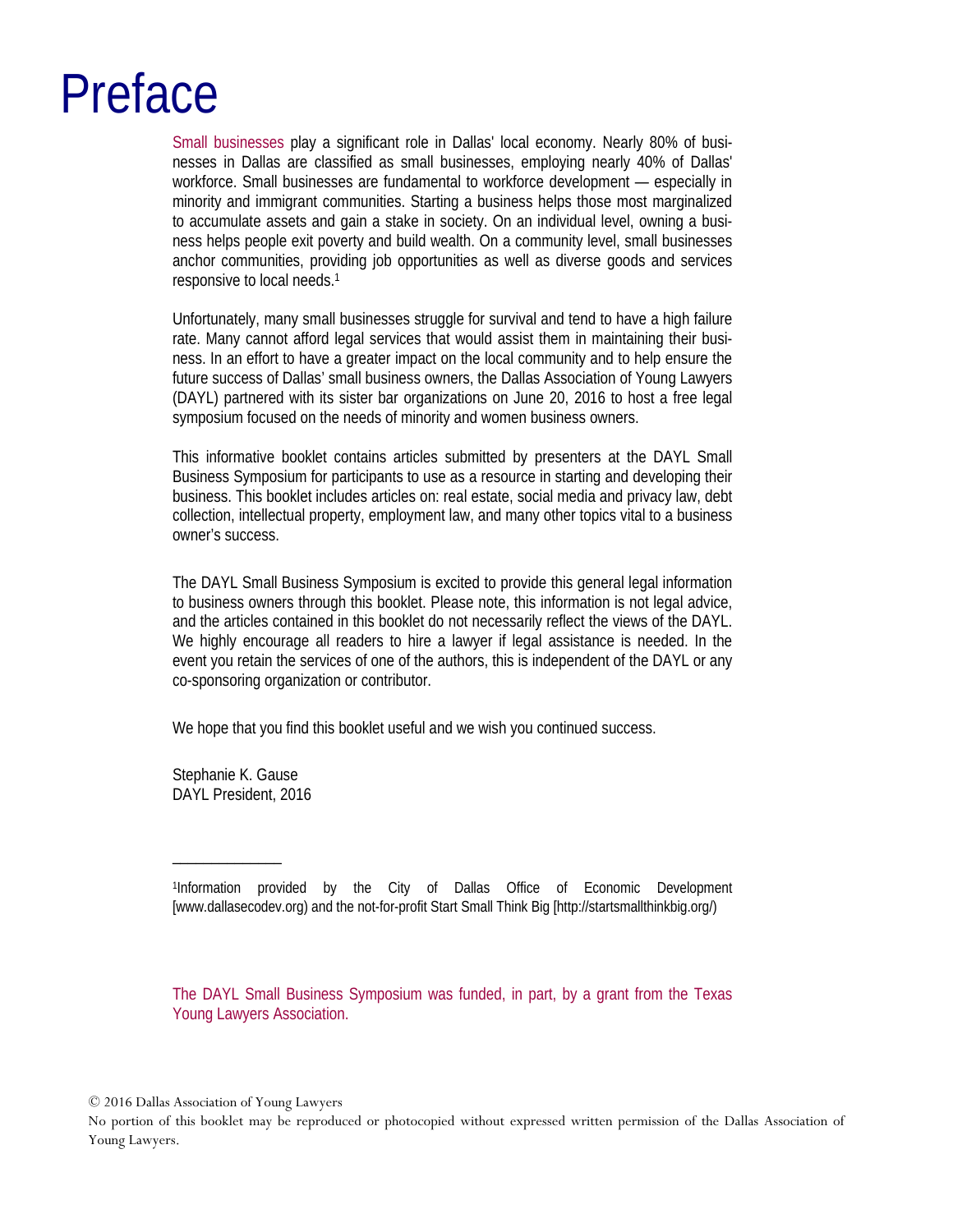# Preface

Small businesses play a significant role in Dallas' local economy. Nearly 80% of businesses in Dallas are classified as small businesses, employing nearly 40% of Dallas' workforce. Small businesses are fundamental to workforce development — especially in minority and immigrant communities. Starting a business helps those most marginalized to accumulate assets and gain a stake in society. On an individual level, owning a business helps people exit poverty and build wealth. On a community level, small businesses anchor communities, providing job opportunities as well as diverse goods and services responsive to local needs.[1]

Unfortunately, many small businesses struggle for survival and tend to have a high failure rate. Many cannot afford legal services that would assist them in maintaining their business. In an effort to have a greater impact on the local community and to help ensure the future success of Dallas' small business owners, the Dallas Association of Young Lawyers (DAYL) partnered with its sister bar organizations on June 20, 2016 to host a free legal symposium focused on the needs of minority and women business owners.

This informative booklet contains articles submitted by presenters at the DAYL Small Business Symposium for participants to use as a resource in starting and developing their business. This booklet includes articles on: real estate, social media and privacy law, debt collection, intellectual property, employment law, and many other topics vital to a business owner's success.

The DAYL Small Business Symposium is excited to provide this general legal information to business owners through this booklet. Please note, this information is not legal advice, and the articles contained in this booklet do not necessarily reflect the views of the DAYL. We highly encourage all readers to hire a lawyer if legal assistance is needed. In the event you retain the services of one of the authors, this is independent of the DAYL or any co-sponsoring organization or contributor.

We hope that you find this booklet useful and we wish you continued success.

Stephanie K. Gause
DAYL President, 2016

---

[1]Information provided by the City of Dallas Office of Economic Development [www.dallasecodev.org) and the not-for-profit Start Small Think Big [http://startsmallthinkbig.org/)

The DAYL Small Business Symposium was funded, in part, by a grant from the Texas Young Lawyers Association.

© 2016 Dallas Association of Young Lawyers
No portion of this booklet may be reproduced or photocopied without expressed written permission of the Dallas Association of Young Lawyers.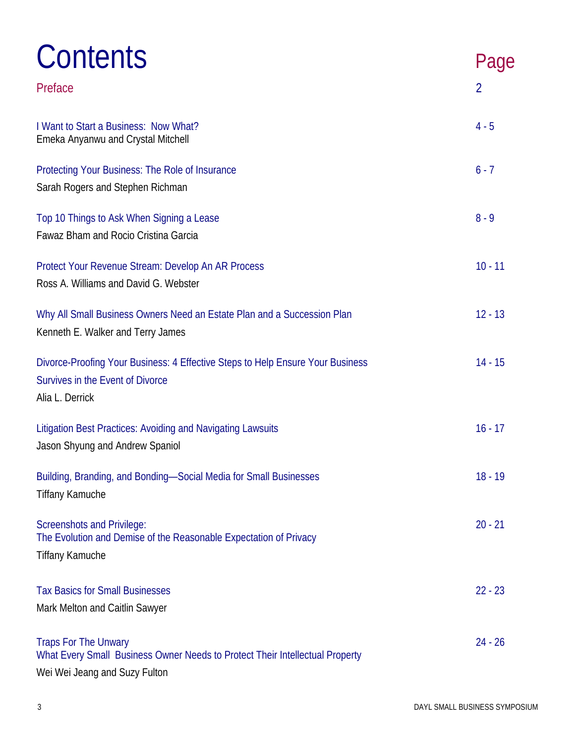# Contents

| | Page |
|---|---|
| Preface | 2 |
| I Want to Start a Business: Now What?<br>Emeka Anyanwu and Crystal Mitchell | 4 - 5 |
| Protecting Your Business: The Role of Insurance<br>Sarah Rogers and Stephen Richman | 6 - 7 |
| Top 10 Things to Ask When Signing a Lease<br>Fawaz Bham and Rocio Cristina Garcia | 8 - 9 |
| Protect Your Revenue Stream: Develop An AR Process<br>Ross A. Williams and David G. Webster | 10 - 11 |
| Why All Small Business Owners Need an Estate Plan and a Succession Plan<br>Kenneth E. Walker and Terry James | 12 - 13 |
| Divorce-Proofing Your Business: 4 Effective Steps to Help Ensure Your Business Survives in the Event of Divorce<br>Alia L. Derrick | 14 - 15 |
| Litigation Best Practices: Avoiding and Navigating Lawsuits<br>Jason Shyung and Andrew Spaniol | 16 - 17 |
| Building, Branding, and Bonding—Social Media for Small Businesses<br>Tiffany Kamuche | 18 - 19 |
| Screenshots and Privilege:<br>The Evolution and Demise of the Reasonable Expectation of Privacy<br>Tiffany Kamuche | 20 - 21 |
| Tax Basics for Small Businesses<br>Mark Melton and Caitlin Sawyer | 22 - 23 |
| Traps For The Unwary<br>What Every Small Business Owner Needs to Protect Their Intellectual Property<br>Wei Wei Jeang and Suzy Fulton | 24 - 26 |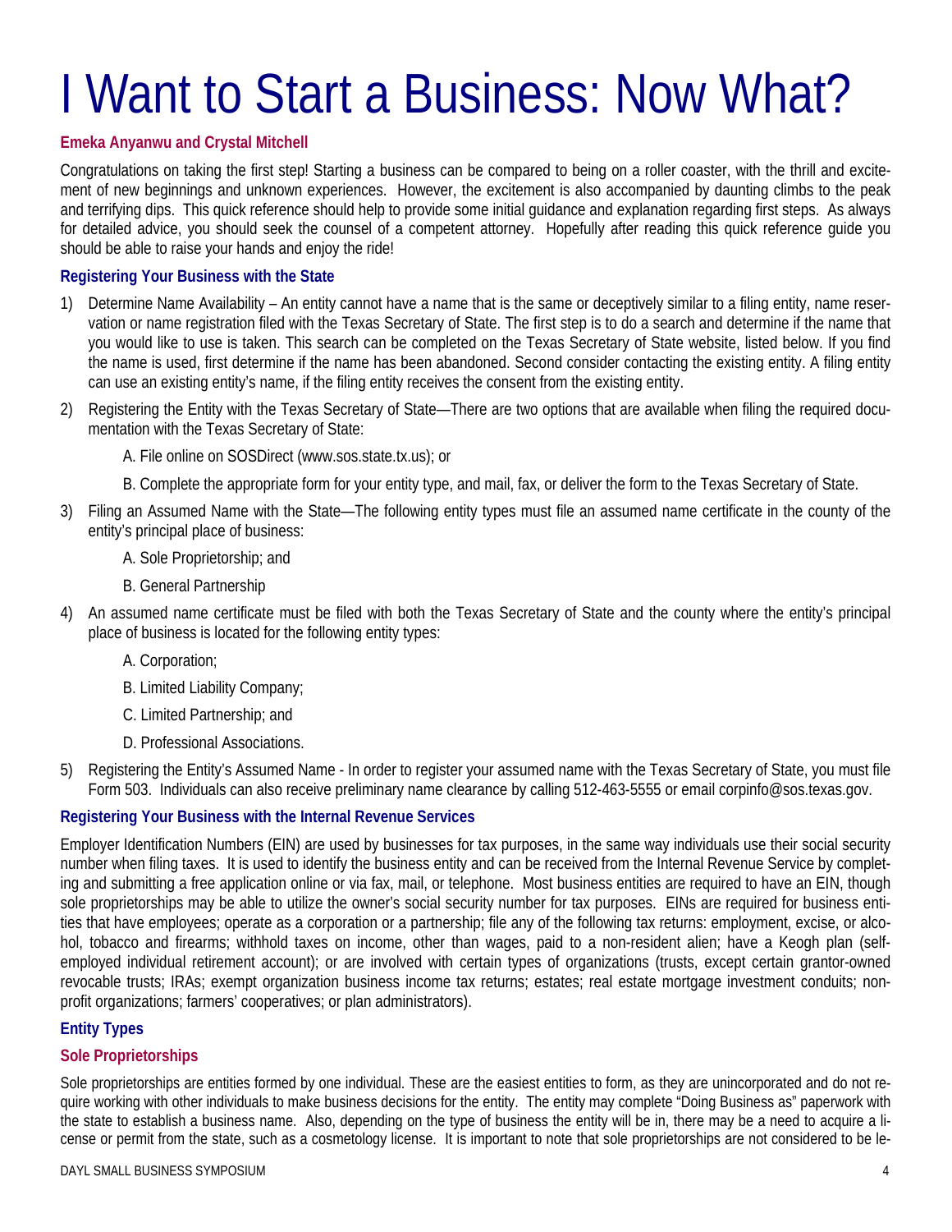# I Want to Start a Business: Now What?

**Emeka Anyanwu and Crystal Mitchell**

Congratulations on taking the first step! Starting a business can be compared to being on a roller coaster, with the thrill and excitement of new beginnings and unknown experiences. However, the excitement is also accompanied by daunting climbs to the peak and terrifying dips. This quick reference should help to provide some initial guidance and explanation regarding first steps. As always for detailed advice, you should seek the counsel of a competent attorney. Hopefully after reading this quick reference guide you should be able to raise your hands and enjoy the ride!

### Registering Your Business with the State

1) Determine Name Availability – An entity cannot have a name that is the same or deceptively similar to a filing entity, name reservation or name registration filed with the Texas Secretary of State. The first step is to do a search and determine if the name that you would like to use is taken. This search can be completed on the Texas Secretary of State website, listed below. If you find the name is used, first determine if the name has been abandoned. Second consider contacting the existing entity. A filing entity can use an existing entity's name, if the filing entity receives the consent from the existing entity.

2) Registering the Entity with the Texas Secretary of State—There are two options that are available when filing the required documentation with the Texas Secretary of State:

   A. File online on SOSDirect (www.sos.state.tx.us); or

   B. Complete the appropriate form for your entity type, and mail, fax, or deliver the form to the Texas Secretary of State.

3) Filing an Assumed Name with the State—The following entity types must file an assumed name certificate in the county of the entity's principal place of business:

   A. Sole Proprietorship; and

   B. General Partnership

4) An assumed name certificate must be filed with both the Texas Secretary of State and the county where the entity's principal place of business is located for the following entity types:

   A. Corporation;

   B. Limited Liability Company;

   C. Limited Partnership; and

   D. Professional Associations.

5) Registering the Entity's Assumed Name - In order to register your assumed name with the Texas Secretary of State, you must file Form 503. Individuals can also receive preliminary name clearance by calling 512-463-5555 or email corpinfo@sos.texas.gov.

### Registering Your Business with the Internal Revenue Services

Employer Identification Numbers (EIN) are used by businesses for tax purposes, in the same way individuals use their social security number when filing taxes. It is used to identify the business entity and can be received from the Internal Revenue Service by completing and submitting a free application online or via fax, mail, or telephone. Most business entities are required to have an EIN, though sole proprietorships may be able to utilize the owner's social security number for tax purposes. EINs are required for business entities that have employees; operate as a corporation or a partnership; file any of the following tax returns: employment, excise, or alcohol, tobacco and firearms; withhold taxes on income, other than wages, paid to a non-resident alien; have a Keogh plan (self-employed individual retirement account); or are involved with certain types of organizations (trusts, except certain grantor-owned revocable trusts; IRAs; exempt organization business income tax returns; estates; real estate mortgage investment conduits; non-profit organizations; farmers' cooperatives; or plan administrators).

### Entity Types

#### Sole Proprietorships

Sole proprietorships are entities formed by one individual. These are the easiest entities to form, as they are unincorporated and do not require working with other individuals to make business decisions for the entity. The entity may complete "Doing Business as" paperwork with the state to establish a business name. Also, depending on the type of business the entity will be in, there may be a need to acquire a license or permit from the state, such as a cosmetology license. It is important to note that sole proprietorships are not considered to be le-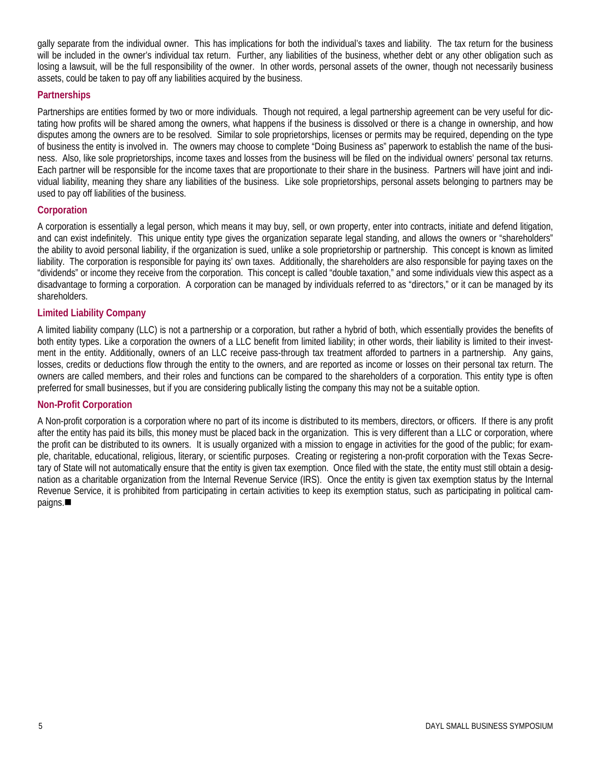gally separate from the individual owner. This has implications for both the individual's taxes and liability. The tax return for the business will be included in the owner's individual tax return. Further, any liabilities of the business, whether debt or any other obligation such as losing a lawsuit, will be the full responsibility of the owner. In other words, personal assets of the owner, though not necessarily business assets, could be taken to pay off any liabilities acquired by the business.

### Partnerships

Partnerships are entities formed by two or more individuals. Though not required, a legal partnership agreement can be very useful for dictating how profits will be shared among the owners, what happens if the business is dissolved or there is a change in ownership, and how disputes among the owners are to be resolved. Similar to sole proprietorships, licenses or permits may be required, depending on the type of business the entity is involved in. The owners may choose to complete "Doing Business as" paperwork to establish the name of the business. Also, like sole proprietorships, income taxes and losses from the business will be filed on the individual owners' personal tax returns. Each partner will be responsible for the income taxes that are proportionate to their share in the business. Partners will have joint and individual liability, meaning they share any liabilities of the business. Like sole proprietorships, personal assets belonging to partners may be used to pay off liabilities of the business.

### Corporation

A corporation is essentially a legal person, which means it may buy, sell, or own property, enter into contracts, initiate and defend litigation, and can exist indefinitely. This unique entity type gives the organization separate legal standing, and allows the owners or "shareholders" the ability to avoid personal liability, if the organization is sued, unlike a sole proprietorship or partnership. This concept is known as limited liability. The corporation is responsible for paying its' own taxes. Additionally, the shareholders are also responsible for paying taxes on the "dividends" or income they receive from the corporation. This concept is called "double taxation," and some individuals view this aspect as a disadvantage to forming a corporation. A corporation can be managed by individuals referred to as "directors," or it can be managed by its shareholders.

### Limited Liability Company

A limited liability company (LLC) is not a partnership or a corporation, but rather a hybrid of both, which essentially provides the benefits of both entity types. Like a corporation the owners of a LLC benefit from limited liability; in other words, their liability is limited to their investment in the entity. Additionally, owners of an LLC receive pass-through tax treatment afforded to partners in a partnership. Any gains, losses, credits or deductions flow through the entity to the owners, and are reported as income or losses on their personal tax return. The owners are called members, and their roles and functions can be compared to the shareholders of a corporation. This entity type is often preferred for small businesses, but if you are considering publically listing the company this may not be a suitable option.

### Non-Profit Corporation

A Non-profit corporation is a corporation where no part of its income is distributed to its members, directors, or officers. If there is any profit after the entity has paid its bills, this money must be placed back in the organization. This is very different than a LLC or corporation, where the profit can be distributed to its owners. It is usually organized with a mission to engage in activities for the good of the public; for example, charitable, educational, religious, literary, or scientific purposes. Creating or registering a non-profit corporation with the Texas Secretary of State will not automatically ensure that the entity is given tax exemption. Once filed with the state, the entity must still obtain a designation as a charitable organization from the Internal Revenue Service (IRS). Once the entity is given tax exemption status by the Internal Revenue Service, it is prohibited from participating in certain activities to keep its exemption status, such as participating in political campaigns.■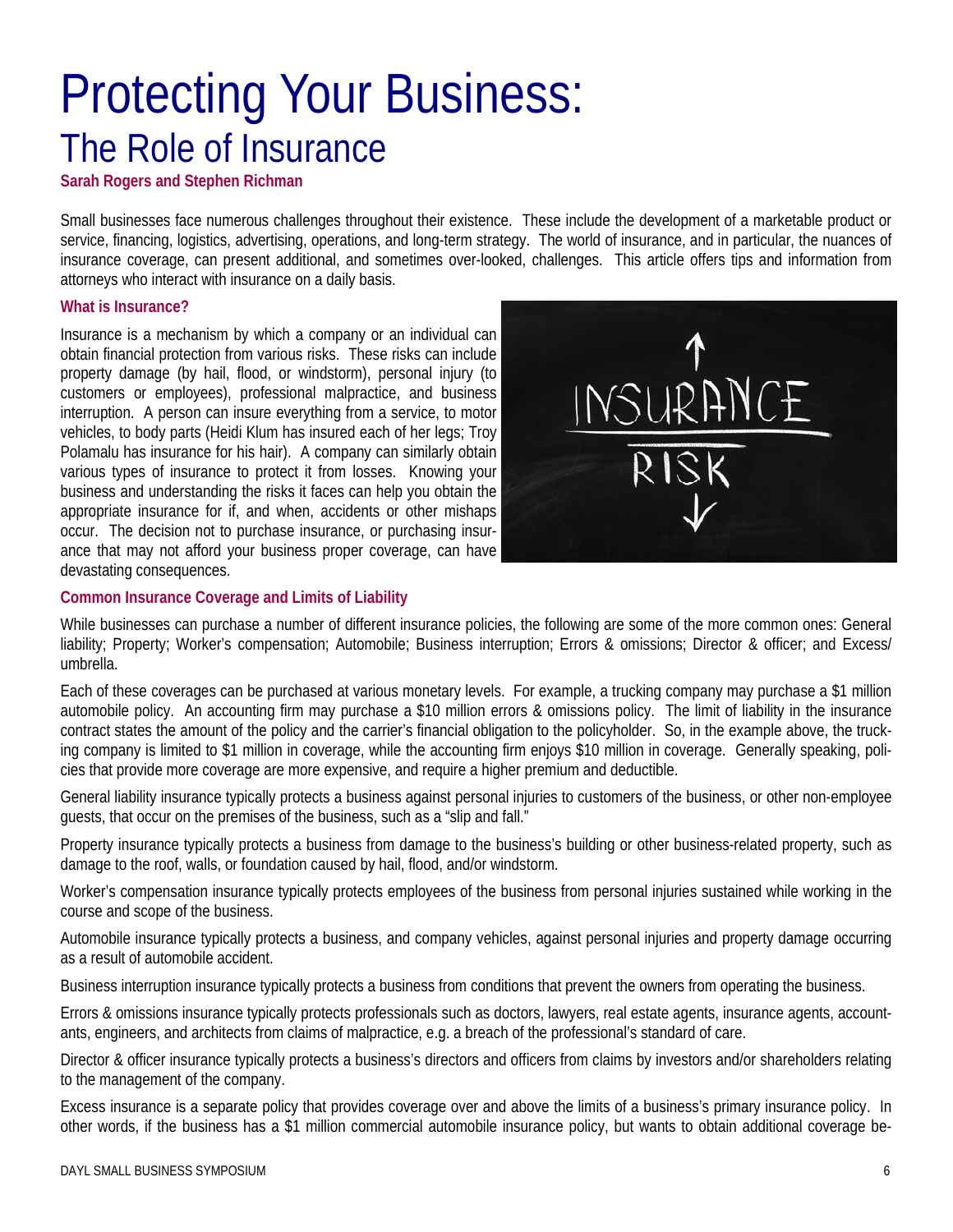# Protecting Your Business:

## The Role of Insurance

**Sarah Rogers and Stephen Richman**

Small businesses face numerous challenges throughout their existence. These include the development of a marketable product or service, financing, logistics, advertising, operations, and long-term strategy. The world of insurance, and in particular, the nuances of insurance coverage, can present additional, and sometimes over-looked, challenges. This article offers tips and information from attorneys who interact with insurance on a daily basis.

### What is Insurance?

Insurance is a mechanism by which a company or an individual can obtain financial protection from various risks. These risks can include property damage (by hail, flood, or windstorm), personal injury (to customers or employees), professional malpractice, and business interruption. A person can insure everything from a service, to motor vehicles, to body parts (Heidi Klum has insured each of her legs; Troy Polamalu has insurance for his hair). A company can similarly obtain various types of insurance to protect it from losses. Knowing your business and understanding the risks it faces can help you obtain the appropriate insurance for if, and when, accidents or other mishaps occur. The decision not to purchase insurance, or purchasing insurance that may not afford your business proper coverage, can have devastating consequences.

### Common Insurance Coverage and Limits of Liability

While businesses can purchase a number of different insurance policies, the following are some of the more common ones: General liability; Property; Worker's compensation; Automobile; Business interruption; Errors & omissions; Director & officer; and Excess/ umbrella.

Each of these coverages can be purchased at various monetary levels. For example, a trucking company may purchase a $1 million automobile policy. An accounting firm may purchase a $10 million errors & omissions policy. The limit of liability in the insurance contract states the amount of the policy and the carrier's financial obligation to the policyholder. So, in the example above, the trucking company is limited to $1 million in coverage, while the accounting firm enjoys $10 million in coverage. Generally speaking, policies that provide more coverage are more expensive, and require a higher premium and deductible.

General liability insurance typically protects a business against personal injuries to customers of the business, or other non-employee guests, that occur on the premises of the business, such as a "slip and fall."

Property insurance typically protects a business from damage to the business's building or other business-related property, such as damage to the roof, walls, or foundation caused by hail, flood, and/or windstorm.

Worker's compensation insurance typically protects employees of the business from personal injuries sustained while working in the course and scope of the business.

Automobile insurance typically protects a business, and company vehicles, against personal injuries and property damage occurring as a result of automobile accident.

Business interruption insurance typically protects a business from conditions that prevent the owners from operating the business.

Errors & omissions insurance typically protects professionals such as doctors, lawyers, real estate agents, insurance agents, accountants, engineers, and architects from claims of malpractice, e.g. a breach of the professional's standard of care.

Director & officer insurance typically protects a business's directors and officers from claims by investors and/or shareholders relating to the management of the company.

Excess insurance is a separate policy that provides coverage over and above the limits of a business's primary insurance policy. In other words, if the business has a $1 million commercial automobile insurance policy, but wants to obtain additional coverage be-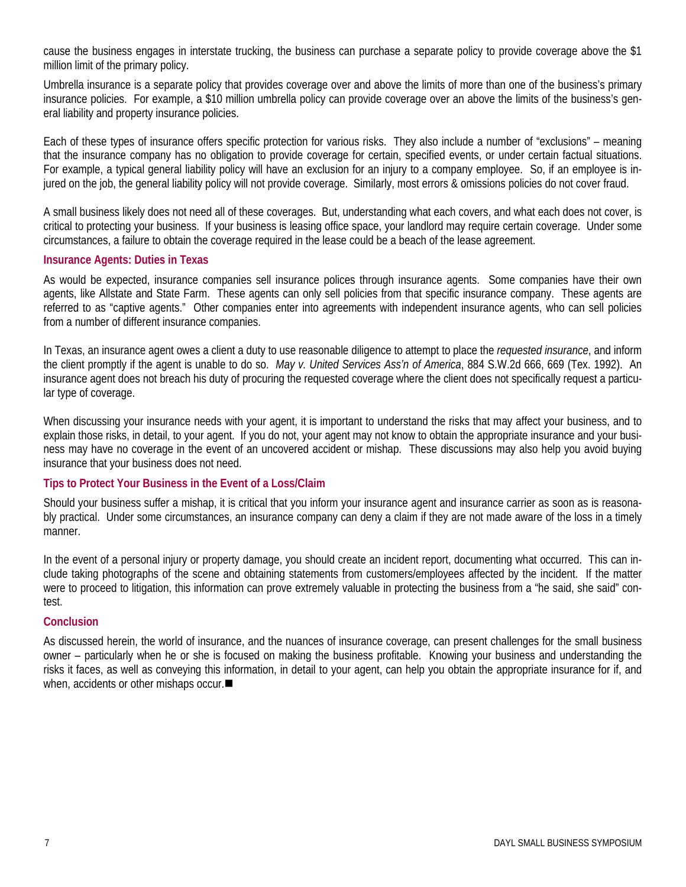cause the business engages in interstate trucking, the business can purchase a separate policy to provide coverage above the $1 million limit of the primary policy.

Umbrella insurance is a separate policy that provides coverage over and above the limits of more than one of the business's primary insurance policies. For example, a $10 million umbrella policy can provide coverage over an above the limits of the business's general liability and property insurance policies.

Each of these types of insurance offers specific protection for various risks. They also include a number of "exclusions" – meaning that the insurance company has no obligation to provide coverage for certain, specified events, or under certain factual situations. For example, a typical general liability policy will have an exclusion for an injury to a company employee. So, if an employee is injured on the job, the general liability policy will not provide coverage. Similarly, most errors & omissions policies do not cover fraud.

A small business likely does not need all of these coverages. But, understanding what each covers, and what each does not cover, is critical to protecting your business. If your business is leasing office space, your landlord may require certain coverage. Under some circumstances, a failure to obtain the coverage required in the lease could be a beach of the lease agreement.

### Insurance Agents: Duties in Texas

As would be expected, insurance companies sell insurance polices through insurance agents. Some companies have their own agents, like Allstate and State Farm. These agents can only sell policies from that specific insurance company. These agents are referred to as "captive agents." Other companies enter into agreements with independent insurance agents, who can sell policies from a number of different insurance companies.

In Texas, an insurance agent owes a client a duty to use reasonable diligence to attempt to place the *requested insurance*, and inform the client promptly if the agent is unable to do so. *May v. United Services Ass'n of America*, 884 S.W.2d 666, 669 (Tex. 1992). An insurance agent does not breach his duty of procuring the requested coverage where the client does not specifically request a particular type of coverage.

When discussing your insurance needs with your agent, it is important to understand the risks that may affect your business, and to explain those risks, in detail, to your agent. If you do not, your agent may not know to obtain the appropriate insurance and your business may have no coverage in the event of an uncovered accident or mishap. These discussions may also help you avoid buying insurance that your business does not need.

### Tips to Protect Your Business in the Event of a Loss/Claim

Should your business suffer a mishap, it is critical that you inform your insurance agent and insurance carrier as soon as is reasonably practical. Under some circumstances, an insurance company can deny a claim if they are not made aware of the loss in a timely manner.

In the event of a personal injury or property damage, you should create an incident report, documenting what occurred. This can include taking photographs of the scene and obtaining statements from customers/employees affected by the incident. If the matter were to proceed to litigation, this information can prove extremely valuable in protecting the business from a "he said, she said" contest.

### Conclusion

As discussed herein, the world of insurance, and the nuances of insurance coverage, can present challenges for the small business owner – particularly when he or she is focused on making the business profitable. Knowing your business and understanding the risks it faces, as well as conveying this information, in detail to your agent, can help you obtain the appropriate insurance for if, and when, accidents or other mishaps occur.■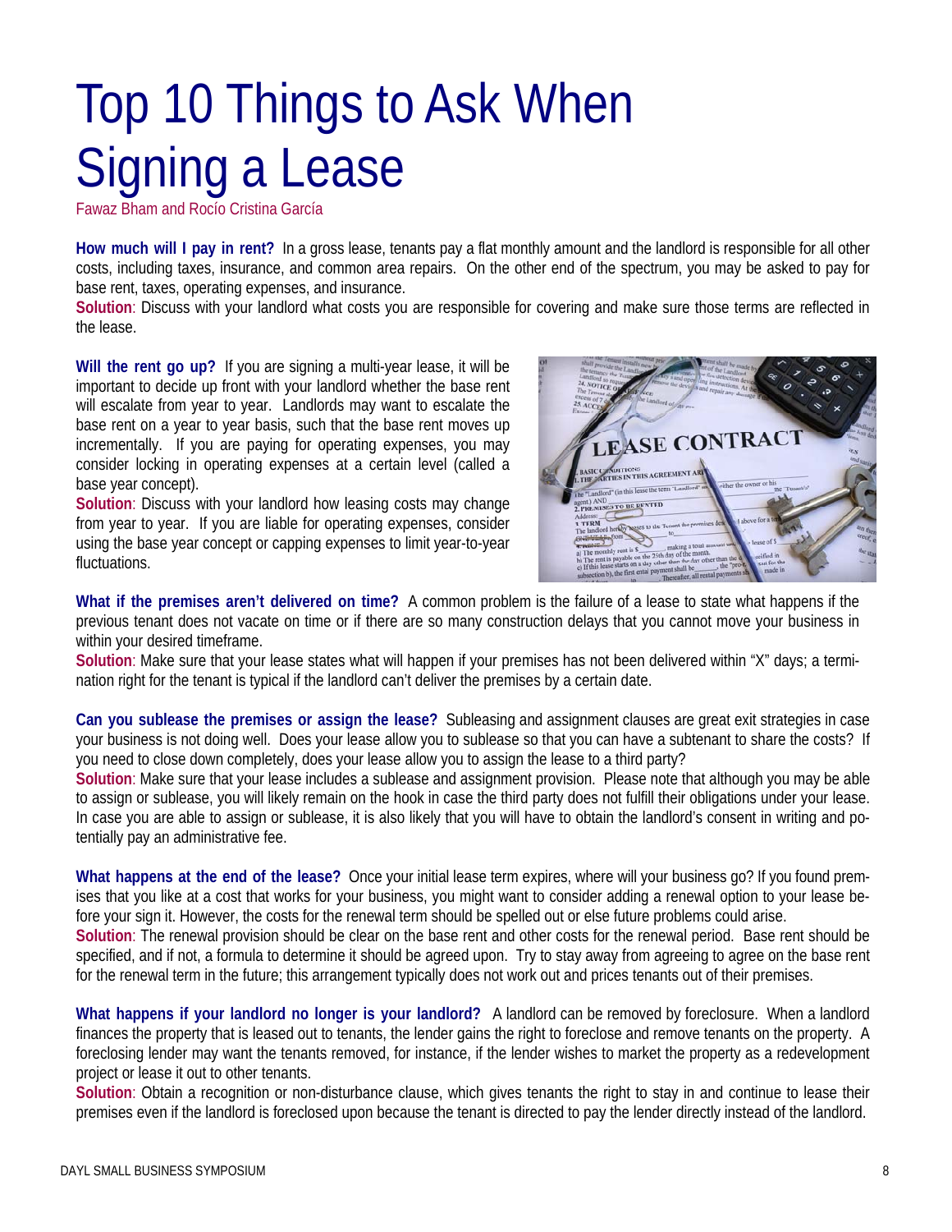# Top 10 Things to Ask When Signing a Lease

Fawaz Bham and Rocío Cristina García

**How much will I pay in rent?** In a gross lease, tenants pay a flat monthly amount and the landlord is responsible for all other costs, including taxes, insurance, and common area repairs. On the other end of the spectrum, you may be asked to pay for base rent, taxes, operating expenses, and insurance.

**Solution**: Discuss with your landlord what costs you are responsible for covering and make sure those terms are reflected in the lease.

**Will the rent go up?** If you are signing a multi-year lease, it will be important to decide up front with your landlord whether the base rent will escalate from year to year. Landlords may want to escalate the base rent on a year to year basis, such that the base rent moves up incrementally. If you are paying for operating expenses, you may consider locking in operating expenses at a certain level (called a base year concept).

**Solution**: Discuss with your landlord how leasing costs may change from year to year. If you are liable for operating expenses, consider using the base year concept or capping expenses to limit year-to-year fluctuations.

**What if the premises aren't delivered on time?** A common problem is the failure of a lease to state what happens if the previous tenant does not vacate on time or if there are so many construction delays that you cannot move your business in within your desired timeframe.

**Solution**: Make sure that your lease states what will happen if your premises has not been delivered within "X" days; a termination right for the tenant is typical if the landlord can't deliver the premises by a certain date.

**Can you sublease the premises or assign the lease?** Subleasing and assignment clauses are great exit strategies in case your business is not doing well. Does your lease allow you to sublease so that you can have a subtenant to share the costs? If you need to close down completely, does your lease allow you to assign the lease to a third party?

**Solution**: Make sure that your lease includes a sublease and assignment provision. Please note that although you may be able to assign or sublease, you will likely remain on the hook in case the third party does not fulfill their obligations under your lease. In case you are able to assign or sublease, it is also likely that you will have to obtain the landlord's consent in writing and potentially pay an administrative fee.

**What happens at the end of the lease?** Once your initial lease term expires, where will your business go? If you found premises that you like at a cost that works for your business, you might want to consider adding a renewal option to your lease before your sign it. However, the costs for the renewal term should be spelled out or else future problems could arise.

**Solution**: The renewal provision should be clear on the base rent and other costs for the renewal period. Base rent should be specified, and if not, a formula to determine it should be agreed upon. Try to stay away from agreeing to agree on the base rent for the renewal term in the future; this arrangement typically does not work out and prices tenants out of their premises.

**What happens if your landlord no longer is your landlord?** A landlord can be removed by foreclosure. When a landlord finances the property that is leased out to tenants, the lender gains the right to foreclose and remove tenants on the property. A foreclosing lender may want the tenants removed, for instance, if the lender wishes to market the property as a redevelopment project or lease it out to other tenants.

**Solution**: Obtain a recognition or non-disturbance clause, which gives tenants the right to stay in and continue to lease their premises even if the landlord is foreclosed upon because the tenant is directed to pay the lender directly instead of the landlord.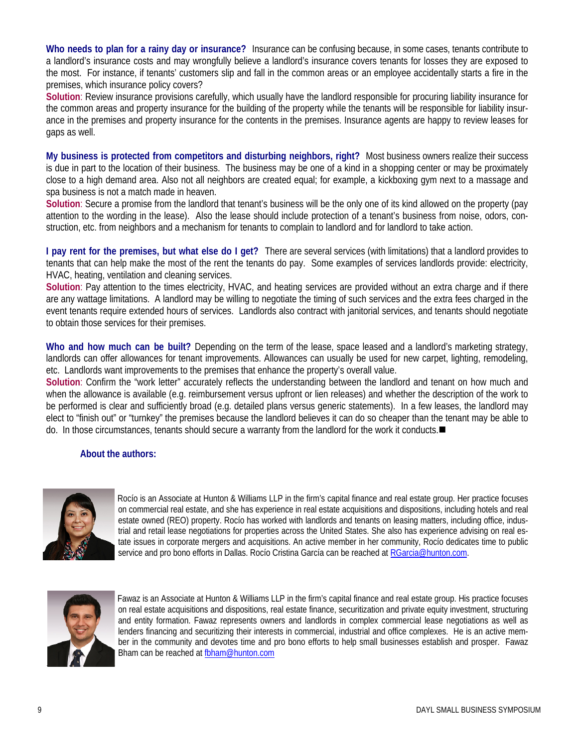**Who needs to plan for a rainy day or insurance?** Insurance can be confusing because, in some cases, tenants contribute to a landlord's insurance costs and may wrongfully believe a landlord's insurance covers tenants for losses they are exposed to the most. For instance, if tenants' customers slip and fall in the common areas or an employee accidentally starts a fire in the premises, which insurance policy covers?

**Solution**: Review insurance provisions carefully, which usually have the landlord responsible for procuring liability insurance for the common areas and property insurance for the building of the property while the tenants will be responsible for liability insurance in the premises and property insurance for the contents in the premises. Insurance agents are happy to review leases for gaps as well.

**My business is protected from competitors and disturbing neighbors, right?** Most business owners realize their success is due in part to the location of their business. The business may be one of a kind in a shopping center or may be proximately close to a high demand area. Also not all neighbors are created equal; for example, a kickboxing gym next to a massage and spa business is not a match made in heaven.

**Solution**: Secure a promise from the landlord that tenant's business will be the only one of its kind allowed on the property (pay attention to the wording in the lease). Also the lease should include protection of a tenant's business from noise, odors, construction, etc. from neighbors and a mechanism for tenants to complain to landlord and for landlord to take action.

**I pay rent for the premises, but what else do I get?** There are several services (with limitations) that a landlord provides to tenants that can help make the most of the rent the tenants do pay. Some examples of services landlords provide: electricity, HVAC, heating, ventilation and cleaning services.

**Solution**: Pay attention to the times electricity, HVAC, and heating services are provided without an extra charge and if there are any wattage limitations. A landlord may be willing to negotiate the timing of such services and the extra fees charged in the event tenants require extended hours of services. Landlords also contract with janitorial services, and tenants should negotiate to obtain those services for their premises.

**Who and how much can be built?** Depending on the term of the lease, space leased and a landlord's marketing strategy, landlords can offer allowances for tenant improvements. Allowances can usually be used for new carpet, lighting, remodeling, etc. Landlords want improvements to the premises that enhance the property's overall value.

**Solution**: Confirm the "work letter" accurately reflects the understanding between the landlord and tenant on how much and when the allowance is available (e.g. reimbursement versus upfront or lien releases) and whether the description of the work to be performed is clear and sufficiently broad (e.g. detailed plans versus generic statements). In a few leases, the landlord may elect to "finish out" or "turnkey" the premises because the landlord believes it can do so cheaper than the tenant may be able to do. In those circumstances, tenants should secure a warranty from the landlord for the work it conducts.■

**About the authors:**

Rocío is an Associate at Hunton & Williams LLP in the firm's capital finance and real estate group. Her practice focuses on commercial real estate, and she has experience in real estate acquisitions and dispositions, including hotels and real estate owned (REO) property. Rocío has worked with landlords and tenants on leasing matters, including office, industrial and retail lease negotiations for properties across the United States. She also has experience advising on real estate issues in corporate mergers and acquisitions. An active member in her community, Rocío dedicates time to public service and pro bono efforts in Dallas. Rocío Cristina García can be reached at RGarcia@hunton.com.

Fawaz is an Associate at Hunton & Williams LLP in the firm's capital finance and real estate group. His practice focuses on real estate acquisitions and dispositions, real estate finance, securitization and private equity investment, structuring and entity formation. Fawaz represents owners and landlords in complex commercial lease negotiations as well as lenders financing and securitizing their interests in commercial, industrial and office complexes. He is an active member in the community and devotes time and pro bono efforts to help small businesses establish and prosper. Fawaz Bham can be reached at fbham@hunton.com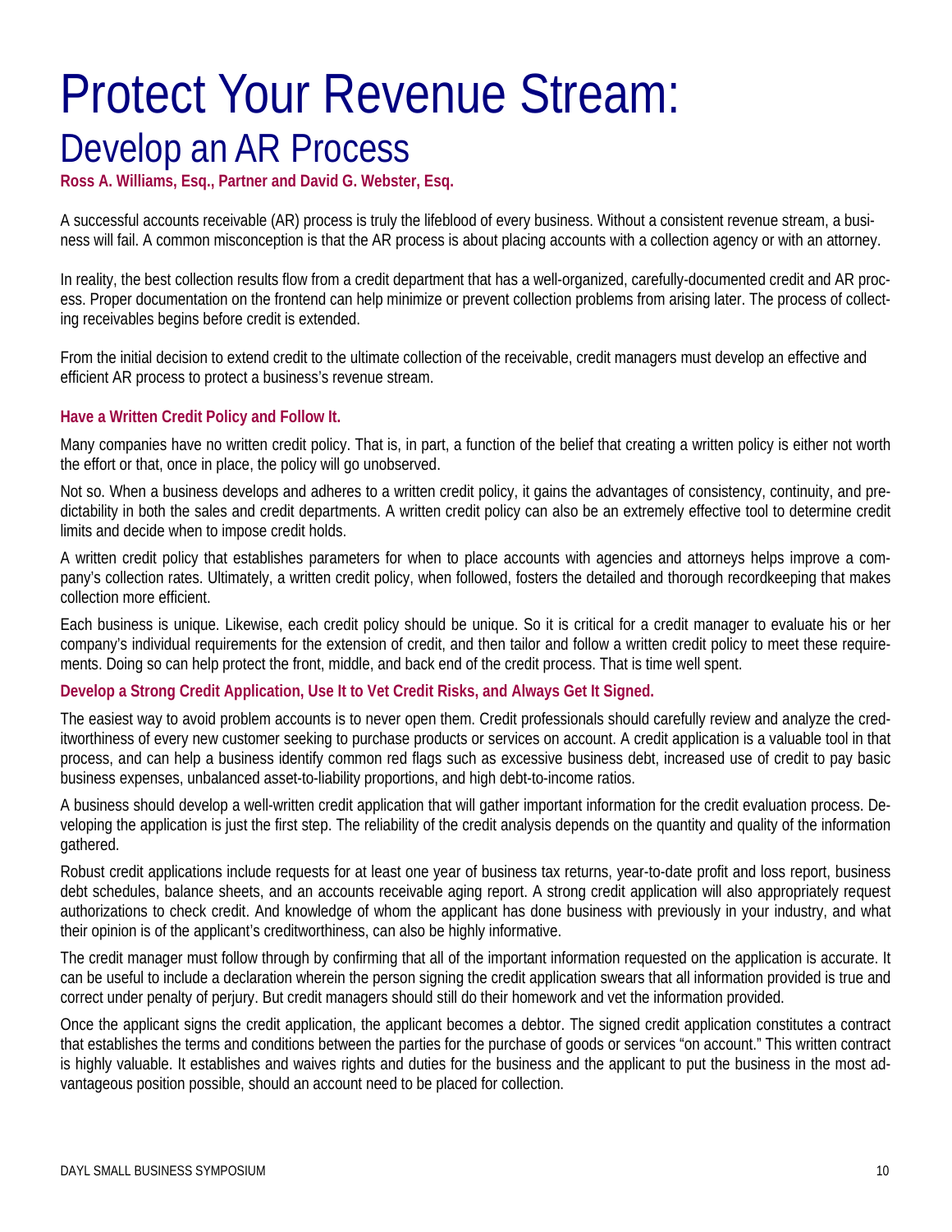# Protect Your Revenue Stream:

## Develop an AR Process

**Ross A. Williams, Esq., Partner and David G. Webster, Esq.**

A successful accounts receivable (AR) process is truly the lifeblood of every business. Without a consistent revenue stream, a business will fail. A common misconception is that the AR process is about placing accounts with a collection agency or with an attorney.

In reality, the best collection results flow from a credit department that has a well-organized, carefully-documented credit and AR process. Proper documentation on the frontend can help minimize or prevent collection problems from arising later. The process of collecting receivables begins before credit is extended.

From the initial decision to extend credit to the ultimate collection of the receivable, credit managers must develop an effective and efficient AR process to protect a business's revenue stream.

### Have a Written Credit Policy and Follow It.

Many companies have no written credit policy. That is, in part, a function of the belief that creating a written policy is either not worth the effort or that, once in place, the policy will go unobserved.

Not so. When a business develops and adheres to a written credit policy, it gains the advantages of consistency, continuity, and predictability in both the sales and credit departments. A written credit policy can also be an extremely effective tool to determine credit limits and decide when to impose credit holds.

A written credit policy that establishes parameters for when to place accounts with agencies and attorneys helps improve a company's collection rates. Ultimately, a written credit policy, when followed, fosters the detailed and thorough recordkeeping that makes collection more efficient.

Each business is unique. Likewise, each credit policy should be unique. So it is critical for a credit manager to evaluate his or her company's individual requirements for the extension of credit, and then tailor and follow a written credit policy to meet these requirements. Doing so can help protect the front, middle, and back end of the credit process. That is time well spent.

### Develop a Strong Credit Application, Use It to Vet Credit Risks, and Always Get It Signed.

The easiest way to avoid problem accounts is to never open them. Credit professionals should carefully review and analyze the creditworthiness of every new customer seeking to purchase products or services on account. A credit application is a valuable tool in that process, and can help a business identify common red flags such as excessive business debt, increased use of credit to pay basic business expenses, unbalanced asset-to-liability proportions, and high debt-to-income ratios.

A business should develop a well-written credit application that will gather important information for the credit evaluation process. Developing the application is just the first step. The reliability of the credit analysis depends on the quantity and quality of the information gathered.

Robust credit applications include requests for at least one year of business tax returns, year-to-date profit and loss report, business debt schedules, balance sheets, and an accounts receivable aging report. A strong credit application will also appropriately request authorizations to check credit. And knowledge of whom the applicant has done business with previously in your industry, and what their opinion is of the applicant's creditworthiness, can also be highly informative.

The credit manager must follow through by confirming that all of the important information requested on the application is accurate. It can be useful to include a declaration wherein the person signing the credit application swears that all information provided is true and correct under penalty of perjury. But credit managers should still do their homework and vet the information provided.

Once the applicant signs the credit application, the applicant becomes a debtor. The signed credit application constitutes a contract that establishes the terms and conditions between the parties for the purchase of goods or services "on account." This written contract is highly valuable. It establishes and waives rights and duties for the business and the applicant to put the business in the most advantageous position possible, should an account need to be placed for collection.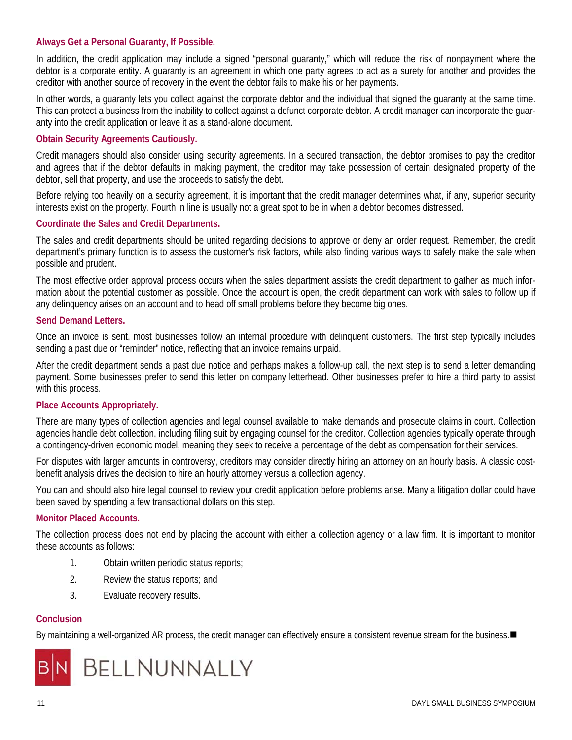### Always Get a Personal Guaranty, If Possible.

In addition, the credit application may include a signed "personal guaranty," which will reduce the risk of nonpayment where the debtor is a corporate entity. A guaranty is an agreement in which one party agrees to act as a surety for another and provides the creditor with another source of recovery in the event the debtor fails to make his or her payments.

In other words, a guaranty lets you collect against the corporate debtor and the individual that signed the guaranty at the same time. This can protect a business from the inability to collect against a defunct corporate debtor. A credit manager can incorporate the guaranty into the credit application or leave it as a stand-alone document.

### Obtain Security Agreements Cautiously.

Credit managers should also consider using security agreements. In a secured transaction, the debtor promises to pay the creditor and agrees that if the debtor defaults in making payment, the creditor may take possession of certain designated property of the debtor, sell that property, and use the proceeds to satisfy the debt.

Before relying too heavily on a security agreement, it is important that the credit manager determines what, if any, superior security interests exist on the property. Fourth in line is usually not a great spot to be in when a debtor becomes distressed.

### Coordinate the Sales and Credit Departments.

The sales and credit departments should be united regarding decisions to approve or deny an order request. Remember, the credit department's primary function is to assess the customer's risk factors, while also finding various ways to safely make the sale when possible and prudent.

The most effective order approval process occurs when the sales department assists the credit department to gather as much information about the potential customer as possible. Once the account is open, the credit department can work with sales to follow up if any delinquency arises on an account and to head off small problems before they become big ones.

### Send Demand Letters.

Once an invoice is sent, most businesses follow an internal procedure with delinquent customers. The first step typically includes sending a past due or "reminder" notice, reflecting that an invoice remains unpaid.

After the credit department sends a past due notice and perhaps makes a follow-up call, the next step is to send a letter demanding payment. Some businesses prefer to send this letter on company letterhead. Other businesses prefer to hire a third party to assist with this process.

### Place Accounts Appropriately.

There are many types of collection agencies and legal counsel available to make demands and prosecute claims in court. Collection agencies handle debt collection, including filing suit by engaging counsel for the creditor. Collection agencies typically operate through a contingency-driven economic model, meaning they seek to receive a percentage of the debt as compensation for their services.

For disputes with larger amounts in controversy, creditors may consider directly hiring an attorney on an hourly basis. A classic cost-benefit analysis drives the decision to hire an hourly attorney versus a collection agency.

You can and should also hire legal counsel to review your credit application before problems arise. Many a litigation dollar could have been saved by spending a few transactional dollars on this step.

### Monitor Placed Accounts.

The collection process does not end by placing the account with either a collection agency or a law firm. It is important to monitor these accounts as follows:

1. Obtain written periodic status reports;
2. Review the status reports; and
3. Evaluate recovery results.

### Conclusion

By maintaining a well-organized AR process, the credit manager can effectively ensure a consistent revenue stream for the business.■

B|N BELLNUNNALLY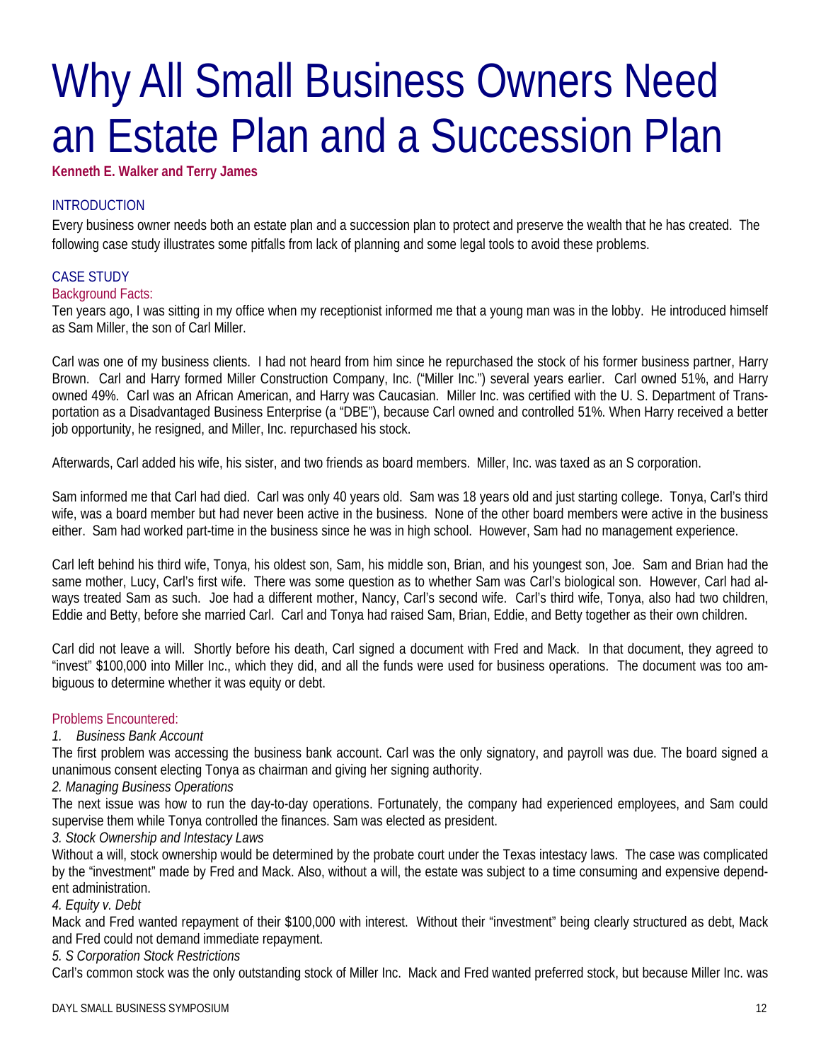# Why All Small Business Owners Need an Estate Plan and a Succession Plan

**Kenneth E. Walker and Terry James**

## INTRODUCTION

Every business owner needs both an estate plan and a succession plan to protect and preserve the wealth that he has created. The following case study illustrates some pitfalls from lack of planning and some legal tools to avoid these problems.

## CASE STUDY

### Background Facts:

Ten years ago, I was sitting in my office when my receptionist informed me that a young man was in the lobby. He introduced himself as Sam Miller, the son of Carl Miller.

Carl was one of my business clients. I had not heard from him since he repurchased the stock of his former business partner, Harry Brown. Carl and Harry formed Miller Construction Company, Inc. ("Miller Inc.") several years earlier. Carl owned 51%, and Harry owned 49%. Carl was an African American, and Harry was Caucasian. Miller Inc. was certified with the U. S. Department of Transportation as a Disadvantaged Business Enterprise (a "DBE"), because Carl owned and controlled 51%. When Harry received a better job opportunity, he resigned, and Miller, Inc. repurchased his stock.

Afterwards, Carl added his wife, his sister, and two friends as board members. Miller, Inc. was taxed as an S corporation.

Sam informed me that Carl had died. Carl was only 40 years old. Sam was 18 years old and just starting college. Tonya, Carl's third wife, was a board member but had never been active in the business. None of the other board members were active in the business either. Sam had worked part-time in the business since he was in high school. However, Sam had no management experience.

Carl left behind his third wife, Tonya, his oldest son, Sam, his middle son, Brian, and his youngest son, Joe. Sam and Brian had the same mother, Lucy, Carl's first wife. There was some question as to whether Sam was Carl's biological son. However, Carl had always treated Sam as such. Joe had a different mother, Nancy, Carl's second wife. Carl's third wife, Tonya, also had two children, Eddie and Betty, before she married Carl. Carl and Tonya had raised Sam, Brian, Eddie, and Betty together as their own children.

Carl did not leave a will. Shortly before his death, Carl signed a document with Fred and Mack. In that document, they agreed to "invest" $100,000 into Miller Inc., which they did, and all the funds were used for business operations. The document was too ambiguous to determine whether it was equity or debt.

### Problems Encountered:

*1. Business Bank Account*

The first problem was accessing the business bank account. Carl was the only signatory, and payroll was due. The board signed a unanimous consent electing Tonya as chairman and giving her signing authority.

*2. Managing Business Operations*

The next issue was how to run the day-to-day operations. Fortunately, the company had experienced employees, and Sam could supervise them while Tonya controlled the finances. Sam was elected as president.

*3. Stock Ownership and Intestacy Laws*

Without a will, stock ownership would be determined by the probate court under the Texas intestacy laws. The case was complicated by the "investment" made by Fred and Mack. Also, without a will, the estate was subject to a time consuming and expensive dependent administration.

*4. Equity v. Debt*

Mack and Fred wanted repayment of their $100,000 with interest. Without their "investment" being clearly structured as debt, Mack and Fred could not demand immediate repayment.

*5. S Corporation Stock Restrictions*

Carl's common stock was the only outstanding stock of Miller Inc. Mack and Fred wanted preferred stock, but because Miller Inc. was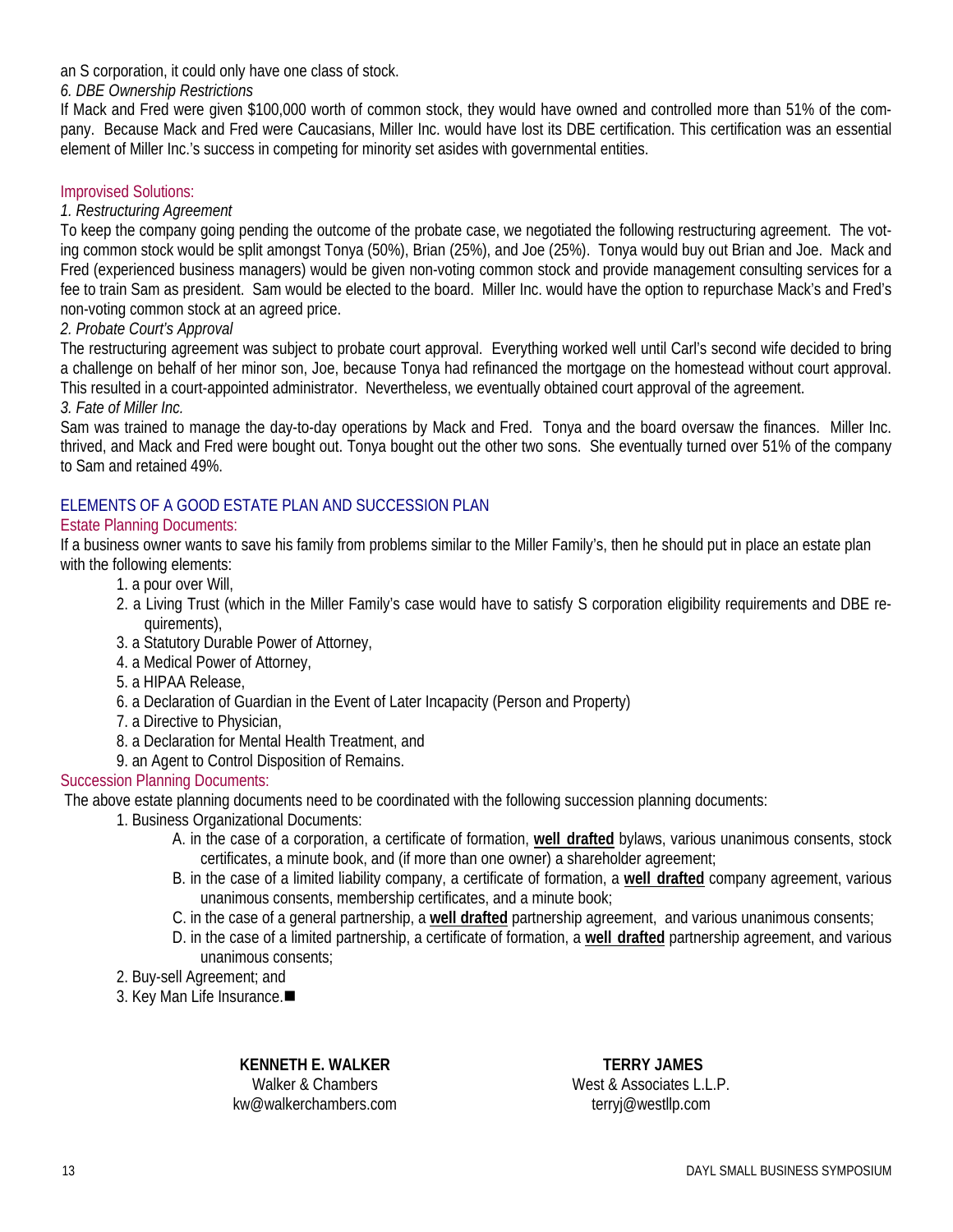an S corporation, it could only have one class of stock.

*6. DBE Ownership Restrictions*

If Mack and Fred were given $100,000 worth of common stock, they would have owned and controlled more than 51% of the company. Because Mack and Fred were Caucasians, Miller Inc. would have lost its DBE certification. This certification was an essential element of Miller Inc.'s success in competing for minority set asides with governmental entities.

### Improvised Solutions:

*1. Restructuring Agreement*

To keep the company going pending the outcome of the probate case, we negotiated the following restructuring agreement. The voting common stock would be split amongst Tonya (50%), Brian (25%), and Joe (25%). Tonya would buy out Brian and Joe. Mack and Fred (experienced business managers) would be given non-voting common stock and provide management consulting services for a fee to train Sam as president. Sam would be elected to the board. Miller Inc. would have the option to repurchase Mack's and Fred's non-voting common stock at an agreed price.

*2. Probate Court's Approval*

The restructuring agreement was subject to probate court approval. Everything worked well until Carl's second wife decided to bring a challenge on behalf of her minor son, Joe, because Tonya had refinanced the mortgage on the homestead without court approval. This resulted in a court-appointed administrator. Nevertheless, we eventually obtained court approval of the agreement.

*3. Fate of Miller Inc.*

Sam was trained to manage the day-to-day operations by Mack and Fred. Tonya and the board oversaw the finances. Miller Inc. thrived, and Mack and Fred were bought out. Tonya bought out the other two sons. She eventually turned over 51% of the company to Sam and retained 49%.

## ELEMENTS OF A GOOD ESTATE PLAN AND SUCCESSION PLAN

### Estate Planning Documents:

If a business owner wants to save his family from problems similar to the Miller Family's, then he should put in place an estate plan with the following elements:

1. a pour over Will,
2. a Living Trust (which in the Miller Family's case would have to satisfy S corporation eligibility requirements and DBE requirements),
3. a Statutory Durable Power of Attorney,
4. a Medical Power of Attorney,
5. a HIPAA Release,
6. a Declaration of Guardian in the Event of Later Incapacity (Person and Property)
7. a Directive to Physician,
8. a Declaration for Mental Health Treatment, and
9. an Agent to Control Disposition of Remains.

### Succession Planning Documents:

The above estate planning documents need to be coordinated with the following succession planning documents:

1. Business Organizational Documents:
   - A. in the case of a corporation, a certificate of formation, **well drafted** bylaws, various unanimous consents, stock certificates, a minute book, and (if more than one owner) a shareholder agreement;
   - B. in the case of a limited liability company, a certificate of formation, a **well drafted** company agreement, various unanimous consents, membership certificates, and a minute book;
   - C. in the case of a general partnership, a **well drafted** partnership agreement, and various unanimous consents;
   - D. in the case of a limited partnership, a certificate of formation, a **well drafted** partnership agreement, and various unanimous consents;
2. Buy-sell Agreement; and
3. Key Man Life Insurance.■

**KENNETH E. WALKER**
Walker & Chambers
kw@walkerchambers.com

**TERRY JAMES**
West & Associates L.L.P.
terryj@westllp.com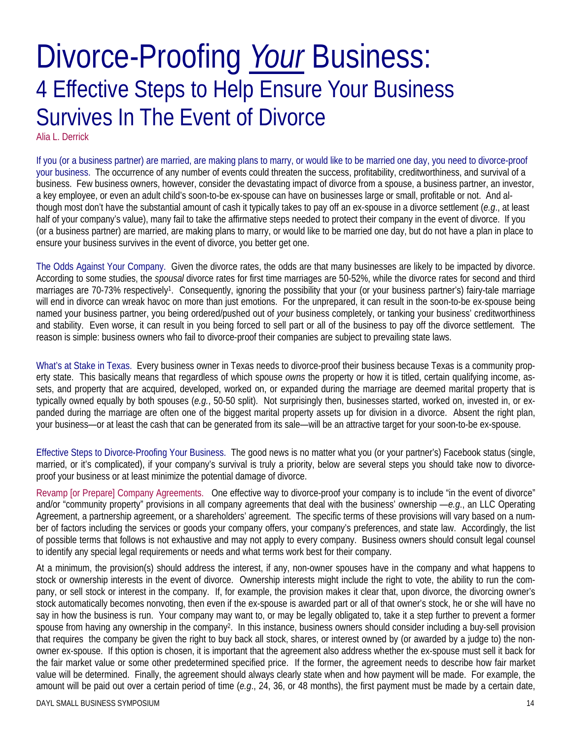# Divorce-Proofing *Your* Business:

## 4 Effective Steps to Help Ensure Your Business Survives In The Event of Divorce

Alia L. Derrick

If you (or a business partner) are married, are making plans to marry, or would like to be married one day, you need to divorce-proof your business. The occurrence of any number of events could threaten the success, profitability, creditworthiness, and survival of a business. Few business owners, however, consider the devastating impact of divorce from a spouse, a business partner, an investor, a key employee, or even an adult child's soon-to-be ex-spouse can have on businesses large or small, profitable or not. And although most don't have the substantial amount of cash it typically takes to pay off an ex-spouse in a divorce settlement (*e.g*., at least half of your company's value), many fail to take the affirmative steps needed to protect their company in the event of divorce. If you (or a business partner) are married, are making plans to marry, or would like to be married one day, but do not have a plan in place to ensure your business survives in the event of divorce, you better get one.

The Odds Against Your Company. Given the divorce rates, the odds are that many businesses are likely to be impacted by divorce. According to some studies, the *spousal* divorce rates for first time marriages are 50-52%, while the divorce rates for second and third marriages are 70-73% respectively[1]. Consequently, ignoring the possibility that your (or your business partner's) fairy-tale marriage will end in divorce can wreak havoc on more than just emotions. For the unprepared, it can result in the soon-to-be ex-spouse being named your business partner, you being ordered/pushed out of *your* business completely, or tanking your business' creditworthiness and stability. Even worse, it can result in you being forced to sell part or all of the business to pay off the divorce settlement. The reason is simple: business owners who fail to divorce-proof their companies are subject to prevailing state laws.

What's at Stake in Texas. Every business owner in Texas needs to divorce-proof their business because Texas is a community property state. This basically means that regardless of which spouse *owns* the property or how it is titled, certain qualifying income, assets, and property that are acquired, developed, worked on, or expanded during the marriage are deemed marital property that is typically owned equally by both spouses (*e.g.*, 50-50 split). Not surprisingly then, businesses started, worked on, invested in, or expanded during the marriage are often one of the biggest marital property assets up for division in a divorce. Absent the right plan, your business—or at least the cash that can be generated from its sale—will be an attractive target for your soon-to-be ex-spouse.

Effective Steps to Divorce-Proofing Your Business. The good news is no matter what you (or your partner's) Facebook status (single, married, or it's complicated), if your company's survival is truly a priority, below are several steps you should take now to divorce-proof your business or at least minimize the potential damage of divorce.

Revamp [or Prepare] Company Agreements. One effective way to divorce-proof your company is to include "in the event of divorce" and/or "community property" provisions in all company agreements that deal with the business' ownership —*e.g*., an LLC Operating Agreement, a partnership agreement, or a shareholders' agreement. The specific terms of these provisions will vary based on a number of factors including the services or goods your company offers, your company's preferences, and state law. Accordingly, the list of possible terms that follows is not exhaustive and may not apply to every company. Business owners should consult legal counsel to identify any special legal requirements or needs and what terms work best for their company.

At a minimum, the provision(s) should address the interest, if any, non-owner spouses have in the company and what happens to stock or ownership interests in the event of divorce. Ownership interests might include the right to vote, the ability to run the company, or sell stock or interest in the company. If, for example, the provision makes it clear that, upon divorce, the divorcing owner's stock automatically becomes nonvoting, then even if the ex-spouse is awarded part or all of that owner's stock, he or she will have no say in how the business is run. Your company may want to, or may be legally obligated to, take it a step further to prevent a former spouse from having any ownership in the company[2]. In this instance, business owners should consider including a buy-sell provision that requires the company be given the right to buy back all stock, shares, or interest owned by (or awarded by a judge to) the non-owner ex-spouse. If this option is chosen, it is important that the agreement also address whether the ex-spouse must sell it back for the fair market value or some other predetermined specified price. If the former, the agreement needs to describe how fair market value will be determined. Finally, the agreement should always clearly state when and how payment will be made. For example, the amount will be paid out over a certain period of time (*e.g*., 24, 36, or 48 months), the first payment must be made by a certain date,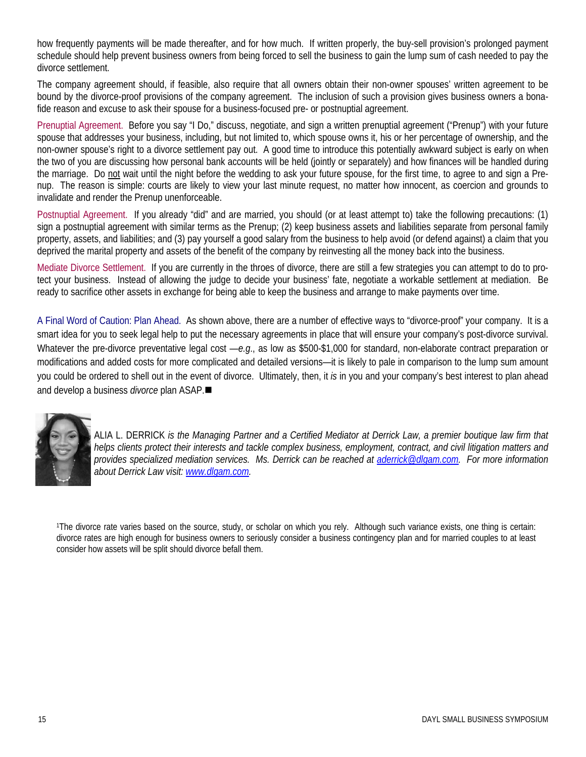how frequently payments will be made thereafter, and for how much. If written properly, the buy-sell provision's prolonged payment schedule should help prevent business owners from being forced to sell the business to gain the lump sum of cash needed to pay the divorce settlement.

The company agreement should, if feasible, also require that all owners obtain their non-owner spouses' written agreement to be bound by the divorce-proof provisions of the company agreement. The inclusion of such a provision gives business owners a bona-fide reason and excuse to ask their spouse for a business-focused pre- or postnuptial agreement.

Prenuptial Agreement. Before you say "I Do," discuss, negotiate, and sign a written prenuptial agreement ("Prenup") with your future spouse that addresses your business, including, but not limited to, which spouse owns it, his or her percentage of ownership, and the non-owner spouse's right to a divorce settlement pay out. A good time to introduce this potentially awkward subject is early on when the two of you are discussing how personal bank accounts will be held (jointly or separately) and how finances will be handled during the marriage. Do not wait until the night before the wedding to ask your future spouse, for the first time, to agree to and sign a Prenup. The reason is simple: courts are likely to view your last minute request, no matter how innocent, as coercion and grounds to invalidate and render the Prenup unenforceable.

Postnuptial Agreement. If you already "did" and are married, you should (or at least attempt to) take the following precautions: (1) sign a postnuptial agreement with similar terms as the Prenup; (2) keep business assets and liabilities separate from personal family property, assets, and liabilities; and (3) pay yourself a good salary from the business to help avoid (or defend against) a claim that you deprived the marital property and assets of the benefit of the company by reinvesting all the money back into the business.

Mediate Divorce Settlement. If you are currently in the throes of divorce, there are still a few strategies you can attempt to do to protect your business. Instead of allowing the judge to decide your business' fate, negotiate a workable settlement at mediation. Be ready to sacrifice other assets in exchange for being able to keep the business and arrange to make payments over time.

A Final Word of Caution: Plan Ahead. As shown above, there are a number of effective ways to "divorce-proof" your company. It is a smart idea for you to seek legal help to put the necessary agreements in place that will ensure your company's post-divorce survival. Whatever the pre-divorce preventative legal cost —*e.g.*, as low as $500-$1,000 for standard, non-elaborate contract preparation or modifications and added costs for more complicated and detailed versions—it is likely to pale in comparison to the lump sum amount you could be ordered to shell out in the event of divorce. Ultimately, then, it *is* in you and your company's best interest to plan ahead and develop a business *divorce* plan ASAP.■

ALIA L. DERRICK *is the Managing Partner and a Certified Mediator at Derrick Law, a premier boutique law firm that helps clients protect their interests and tackle complex business, employment, contract, and civil litigation matters and provides specialized mediation services. Ms. Derrick can be reached at aderrick@dlgam.com. For more information about Derrick Law visit: www.dlgam.com.*

[1]The divorce rate varies based on the source, study, or scholar on which you rely. Although such variance exists, one thing is certain: divorce rates are high enough for business owners to seriously consider a business contingency plan and for married couples to at least consider how assets will be split should divorce befall them.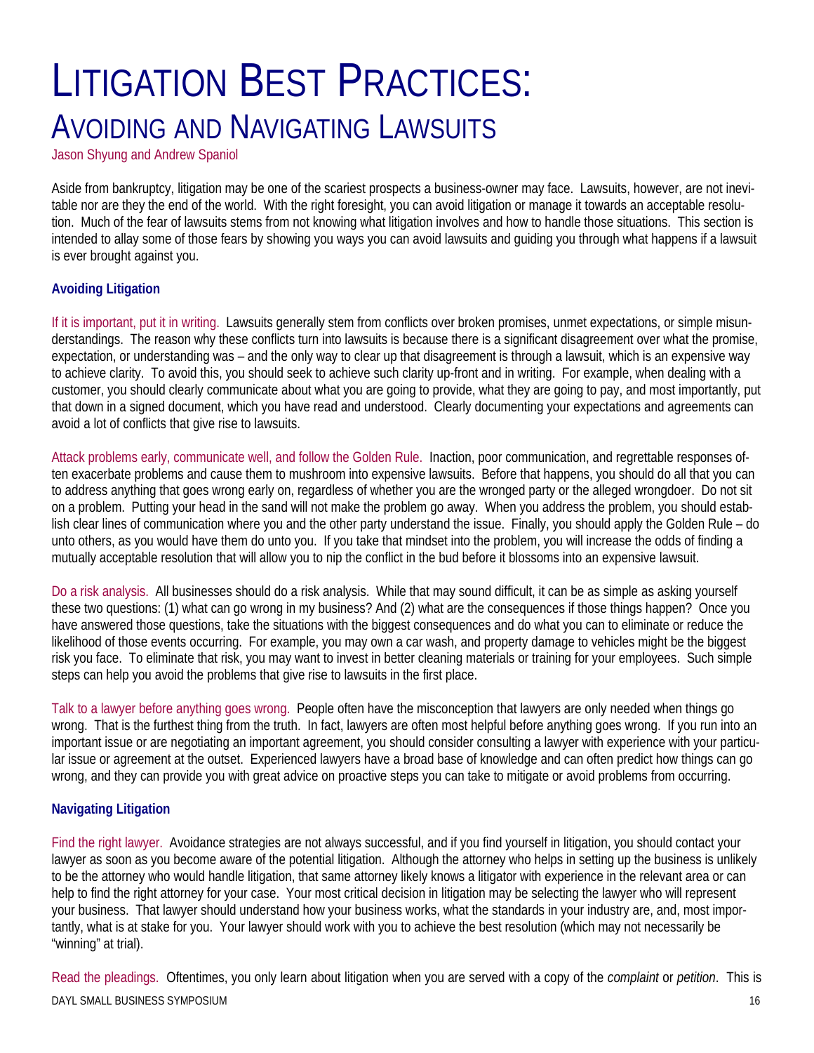# LITIGATION BEST PRACTICES:

## AVOIDING AND NAVIGATING LAWSUITS

Jason Shyung and Andrew Spaniol

Aside from bankruptcy, litigation may be one of the scariest prospects a business-owner may face. Lawsuits, however, are not inevitable nor are they the end of the world. With the right foresight, you can avoid litigation or manage it towards an acceptable resolution. Much of the fear of lawsuits stems from not knowing what litigation involves and how to handle those situations. This section is intended to allay some of those fears by showing you ways you can avoid lawsuits and guiding you through what happens if a lawsuit is ever brought against you.

### Avoiding Litigation

If it is important, put it in writing. Lawsuits generally stem from conflicts over broken promises, unmet expectations, or simple misunderstandings. The reason why these conflicts turn into lawsuits is because there is a significant disagreement over what the promise, expectation, or understanding was – and the only way to clear up that disagreement is through a lawsuit, which is an expensive way to achieve clarity. To avoid this, you should seek to achieve such clarity up-front and in writing. For example, when dealing with a customer, you should clearly communicate about what you are going to provide, what they are going to pay, and most importantly, put that down in a signed document, which you have read and understood. Clearly documenting your expectations and agreements can avoid a lot of conflicts that give rise to lawsuits.

Attack problems early, communicate well, and follow the Golden Rule. Inaction, poor communication, and regrettable responses often exacerbate problems and cause them to mushroom into expensive lawsuits. Before that happens, you should do all that you can to address anything that goes wrong early on, regardless of whether you are the wronged party or the alleged wrongdoer. Do not sit on a problem. Putting your head in the sand will not make the problem go away. When you address the problem, you should establish clear lines of communication where you and the other party understand the issue. Finally, you should apply the Golden Rule – do unto others, as you would have them do unto you. If you take that mindset into the problem, you will increase the odds of finding a mutually acceptable resolution that will allow you to nip the conflict in the bud before it blossoms into an expensive lawsuit.

Do a risk analysis. All businesses should do a risk analysis. While that may sound difficult, it can be as simple as asking yourself these two questions: (1) what can go wrong in my business? And (2) what are the consequences if those things happen? Once you have answered those questions, take the situations with the biggest consequences and do what you can to eliminate or reduce the likelihood of those events occurring. For example, you may own a car wash, and property damage to vehicles might be the biggest risk you face. To eliminate that risk, you may want to invest in better cleaning materials or training for your employees. Such simple steps can help you avoid the problems that give rise to lawsuits in the first place.

Talk to a lawyer before anything goes wrong. People often have the misconception that lawyers are only needed when things go wrong. That is the furthest thing from the truth. In fact, lawyers are often most helpful before anything goes wrong. If you run into an important issue or are negotiating an important agreement, you should consider consulting a lawyer with experience with your particular issue or agreement at the outset. Experienced lawyers have a broad base of knowledge and can often predict how things can go wrong, and they can provide you with great advice on proactive steps you can take to mitigate or avoid problems from occurring.

### Navigating Litigation

Find the right lawyer. Avoidance strategies are not always successful, and if you find yourself in litigation, you should contact your lawyer as soon as you become aware of the potential litigation. Although the attorney who helps in setting up the business is unlikely to be the attorney who would handle litigation, that same attorney likely knows a litigator with experience in the relevant area or can help to find the right attorney for your case. Your most critical decision in litigation may be selecting the lawyer who will represent your business. That lawyer should understand how your business works, what the standards in your industry are, and, most importantly, what is at stake for you. Your lawyer should work with you to achieve the best resolution (which may not necessarily be "winning" at trial).

Read the pleadings. Oftentimes, you only learn about litigation when you are served with a copy of the *complaint* or *petition*. This is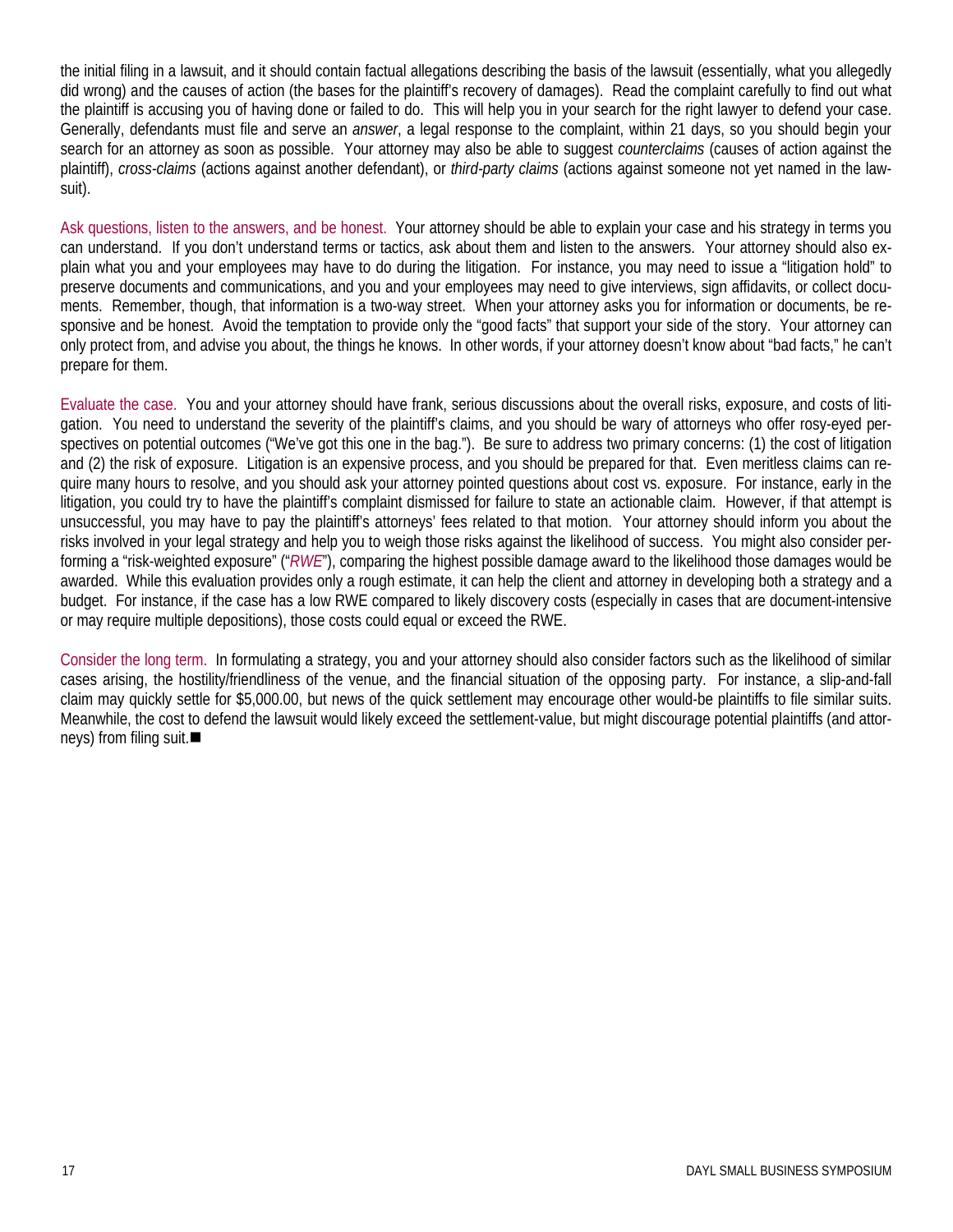the initial filing in a lawsuit, and it should contain factual allegations describing the basis of the lawsuit (essentially, what you allegedly did wrong) and the causes of action (the bases for the plaintiff's recovery of damages). Read the complaint carefully to find out what the plaintiff is accusing you of having done or failed to do. This will help you in your search for the right lawyer to defend your case. Generally, defendants must file and serve an *answer*, a legal response to the complaint, within 21 days, so you should begin your search for an attorney as soon as possible. Your attorney may also be able to suggest *counterclaims* (causes of action against the plaintiff), *cross-claims* (actions against another defendant), or *third-party claims* (actions against someone not yet named in the lawsuit).

Ask questions, listen to the answers, and be honest. Your attorney should be able to explain your case and his strategy in terms you can understand. If you don't understand terms or tactics, ask about them and listen to the answers. Your attorney should also explain what you and your employees may have to do during the litigation. For instance, you may need to issue a "litigation hold" to preserve documents and communications, and you and your employees may need to give interviews, sign affidavits, or collect documents. Remember, though, that information is a two-way street. When your attorney asks you for information or documents, be responsive and be honest. Avoid the temptation to provide only the "good facts" that support your side of the story. Your attorney can only protect from, and advise you about, the things he knows. In other words, if your attorney doesn't know about "bad facts," he can't prepare for them.

Evaluate the case. You and your attorney should have frank, serious discussions about the overall risks, exposure, and costs of litigation. You need to understand the severity of the plaintiff's claims, and you should be wary of attorneys who offer rosy-eyed perspectives on potential outcomes ("We've got this one in the bag."). Be sure to address two primary concerns: (1) the cost of litigation and (2) the risk of exposure. Litigation is an expensive process, and you should be prepared for that. Even meritless claims can require many hours to resolve, and you should ask your attorney pointed questions about cost vs. exposure. For instance, early in the litigation, you could try to have the plaintiff's complaint dismissed for failure to state an actionable claim. However, if that attempt is unsuccessful, you may have to pay the plaintiff's attorneys' fees related to that motion. Your attorney should inform you about the risks involved in your legal strategy and help you to weigh those risks against the likelihood of success. You might also consider performing a "risk-weighted exposure" ("*RWE*"), comparing the highest possible damage award to the likelihood those damages would be awarded. While this evaluation provides only a rough estimate, it can help the client and attorney in developing both a strategy and a budget. For instance, if the case has a low RWE compared to likely discovery costs (especially in cases that are document-intensive or may require multiple depositions), those costs could equal or exceed the RWE.

Consider the long term. In formulating a strategy, you and your attorney should also consider factors such as the likelihood of similar cases arising, the hostility/friendliness of the venue, and the financial situation of the opposing party. For instance, a slip-and-fall claim may quickly settle for $5,000.00, but news of the quick settlement may encourage other would-be plaintiffs to file similar suits. Meanwhile, the cost to defend the lawsuit would likely exceed the settlement-value, but might discourage potential plaintiffs (and attorneys) from filing suit.■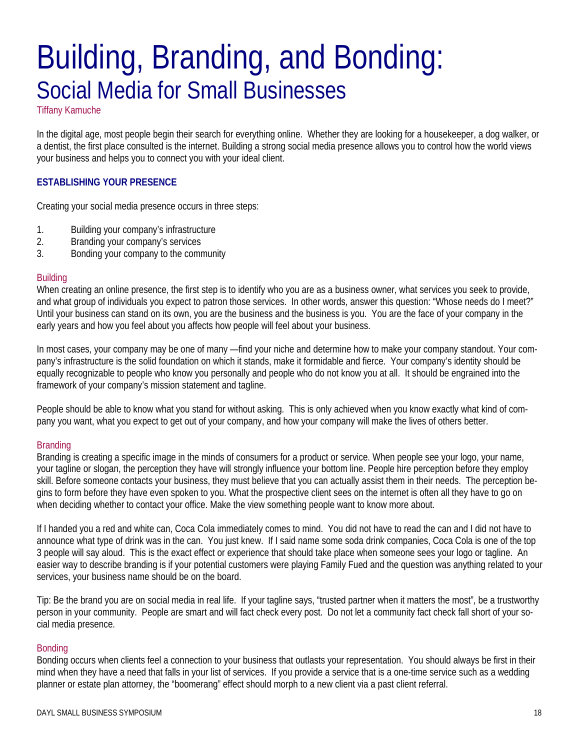# Building, Branding, and Bonding:
## Social Media for Small Businesses

Tiffany Kamuche

In the digital age, most people begin their search for everything online. Whether they are looking for a housekeeper, a dog walker, or a dentist, the first place consulted is the internet. Building a strong social media presence allows you to control how the world views your business and helps you to connect you with your ideal client.

### ESTABLISHING YOUR PRESENCE

Creating your social media presence occurs in three steps:

1. Building your company's infrastructure
2. Branding your company's services
3. Bonding your company to the community

#### Building

When creating an online presence, the first step is to identify who you are as a business owner, what services you seek to provide, and what group of individuals you expect to patron those services. In other words, answer this question: "Whose needs do I meet?" Until your business can stand on its own, you are the business and the business is you. You are the face of your company in the early years and how you feel about you affects how people will feel about your business.

In most cases, your company may be one of many —find your niche and determine how to make your company standout. Your company's infrastructure is the solid foundation on which it stands, make it formidable and fierce. Your company's identity should be equally recognizable to people who know you personally and people who do not know you at all. It should be engrained into the framework of your company's mission statement and tagline.

People should be able to know what you stand for without asking. This is only achieved when you know exactly what kind of company you want, what you expect to get out of your company, and how your company will make the lives of others better.

#### Branding

Branding is creating a specific image in the minds of consumers for a product or service. When people see your logo, your name, your tagline or slogan, the perception they have will strongly influence your bottom line. People hire perception before they employ skill. Before someone contacts your business, they must believe that you can actually assist them in their needs. The perception begins to form before they have even spoken to you. What the prospective client sees on the internet is often all they have to go on when deciding whether to contact your office. Make the view something people want to know more about.

If I handed you a red and white can, Coca Cola immediately comes to mind. You did not have to read the can and I did not have to announce what type of drink was in the can. You just knew. If I said name some soda drink companies, Coca Cola is one of the top 3 people will say aloud. This is the exact effect or experience that should take place when someone sees your logo or tagline. An easier way to describe branding is if your potential customers were playing Family Fued and the question was anything related to your services, your business name should be on the board.

Tip: Be the brand you are on social media in real life. If your tagline says, "trusted partner when it matters the most", be a trustworthy person in your community. People are smart and will fact check every post. Do not let a community fact check fall short of your social media presence.

#### Bonding

Bonding occurs when clients feel a connection to your business that outlasts your representation. You should always be first in their mind when they have a need that falls in your list of services. If you provide a service that is a one-time service such as a wedding planner or estate plan attorney, the "boomerang" effect should morph to a new client via a past client referral.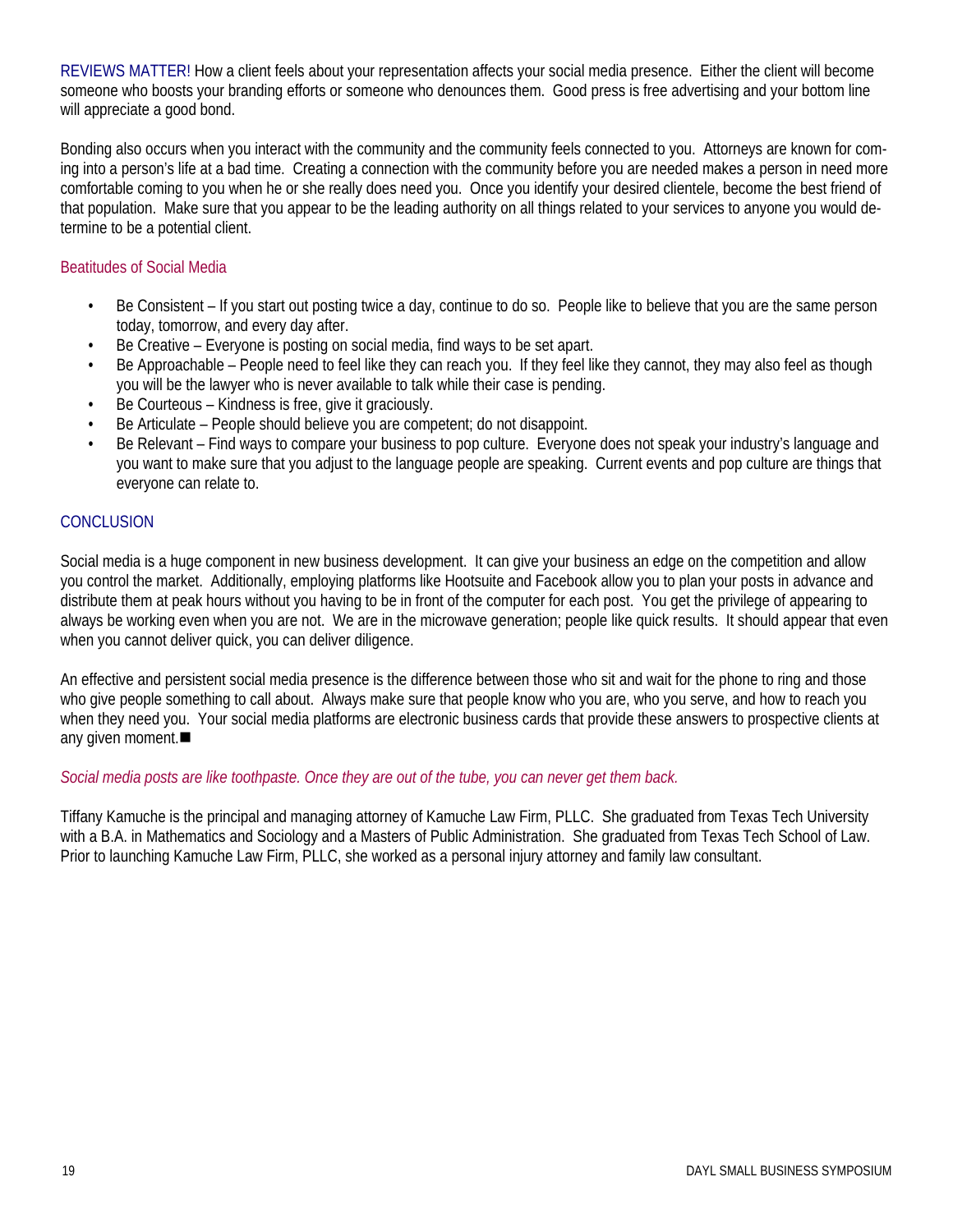REVIEWS MATTER! How a client feels about your representation affects your social media presence. Either the client will become someone who boosts your branding efforts or someone who denounces them. Good press is free advertising and your bottom line will appreciate a good bond.

Bonding also occurs when you interact with the community and the community feels connected to you. Attorneys are known for coming into a person's life at a bad time. Creating a connection with the community before you are needed makes a person in need more comfortable coming to you when he or she really does need you. Once you identify your desired clientele, become the best friend of that population. Make sure that you appear to be the leading authority on all things related to your services to anyone you would determine to be a potential client.

### Beatitudes of Social Media

- Be Consistent – If you start out posting twice a day, continue to do so. People like to believe that you are the same person today, tomorrow, and every day after.
- Be Creative – Everyone is posting on social media, find ways to be set apart.
- Be Approachable – People need to feel like they can reach you. If they feel like they cannot, they may also feel as though you will be the lawyer who is never available to talk while their case is pending.
- Be Courteous – Kindness is free, give it graciously.
- Be Articulate – People should believe you are competent; do not disappoint.
- Be Relevant – Find ways to compare your business to pop culture. Everyone does not speak your industry's language and you want to make sure that you adjust to the language people are speaking. Current events and pop culture are things that everyone can relate to.

## CONCLUSION

Social media is a huge component in new business development. It can give your business an edge on the competition and allow you control the market. Additionally, employing platforms like Hootsuite and Facebook allow you to plan your posts in advance and distribute them at peak hours without you having to be in front of the computer for each post. You get the privilege of appearing to always be working even when you are not. We are in the microwave generation; people like quick results. It should appear that even when you cannot deliver quick, you can deliver diligence.

An effective and persistent social media presence is the difference between those who sit and wait for the phone to ring and those who give people something to call about. Always make sure that people know who you are, who you serve, and how to reach you when they need you. Your social media platforms are electronic business cards that provide these answers to prospective clients at any given moment.■

*Social media posts are like toothpaste. Once they are out of the tube, you can never get them back.*

Tiffany Kamuche is the principal and managing attorney of Kamuche Law Firm, PLLC. She graduated from Texas Tech University with a B.A. in Mathematics and Sociology and a Masters of Public Administration. She graduated from Texas Tech School of Law. Prior to launching Kamuche Law Firm, PLLC, she worked as a personal injury attorney and family law consultant.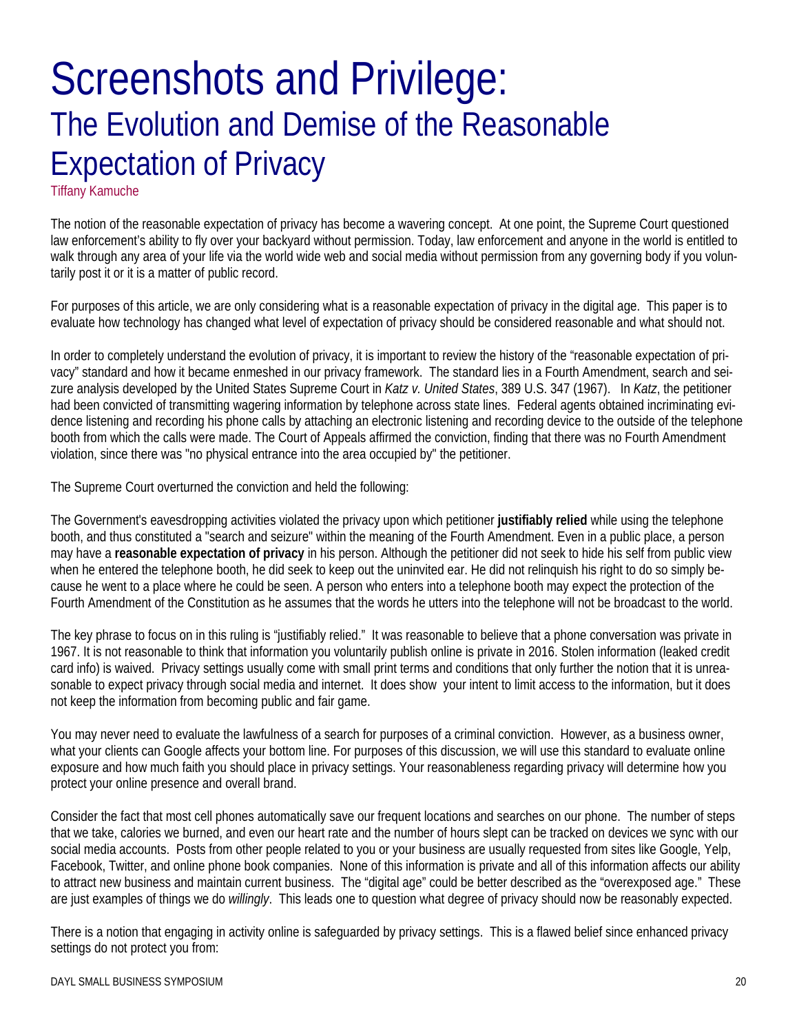# Screenshots and Privilege:

## The Evolution and Demise of the Reasonable Expectation of Privacy

Tiffany Kamuche

The notion of the reasonable expectation of privacy has become a wavering concept. At one point, the Supreme Court questioned law enforcement's ability to fly over your backyard without permission. Today, law enforcement and anyone in the world is entitled to walk through any area of your life via the world wide web and social media without permission from any governing body if you voluntarily post it or it is a matter of public record.

For purposes of this article, we are only considering what is a reasonable expectation of privacy in the digital age. This paper is to evaluate how technology has changed what level of expectation of privacy should be considered reasonable and what should not.

In order to completely understand the evolution of privacy, it is important to review the history of the "reasonable expectation of privacy" standard and how it became enmeshed in our privacy framework. The standard lies in a Fourth Amendment, search and seizure analysis developed by the United States Supreme Court in *Katz v. United States*, 389 U.S. 347 (1967). In *Katz*, the petitioner had been convicted of transmitting wagering information by telephone across state lines. Federal agents obtained incriminating evidence listening and recording his phone calls by attaching an electronic listening and recording device to the outside of the telephone booth from which the calls were made. The Court of Appeals affirmed the conviction, finding that there was no Fourth Amendment violation, since there was "no physical entrance into the area occupied by" the petitioner.

The Supreme Court overturned the conviction and held the following:

The Government's eavesdropping activities violated the privacy upon which petitioner **justifiably relied** while using the telephone booth, and thus constituted a "search and seizure" within the meaning of the Fourth Amendment. Even in a public place, a person may have a **reasonable expectation of privacy** in his person. Although the petitioner did not seek to hide his self from public view when he entered the telephone booth, he did seek to keep out the uninvited ear. He did not relinquish his right to do so simply because he went to a place where he could be seen. A person who enters into a telephone booth may expect the protection of the Fourth Amendment of the Constitution as he assumes that the words he utters into the telephone will not be broadcast to the world.

The key phrase to focus on in this ruling is "justifiably relied." It was reasonable to believe that a phone conversation was private in 1967. It is not reasonable to think that information you voluntarily publish online is private in 2016. Stolen information (leaked credit card info) is waived. Privacy settings usually come with small print terms and conditions that only further the notion that it is unreasonable to expect privacy through social media and internet. It does show your intent to limit access to the information, but it does not keep the information from becoming public and fair game.

You may never need to evaluate the lawfulness of a search for purposes of a criminal conviction. However, as a business owner, what your clients can Google affects your bottom line. For purposes of this discussion, we will use this standard to evaluate online exposure and how much faith you should place in privacy settings. Your reasonableness regarding privacy will determine how you protect your online presence and overall brand.

Consider the fact that most cell phones automatically save our frequent locations and searches on our phone. The number of steps that we take, calories we burned, and even our heart rate and the number of hours slept can be tracked on devices we sync with our social media accounts. Posts from other people related to you or your business are usually requested from sites like Google, Yelp, Facebook, Twitter, and online phone book companies. None of this information is private and all of this information affects our ability to attract new business and maintain current business. The "digital age" could be better described as the "overexposed age." These are just examples of things we do *willingly*. This leads one to question what degree of privacy should now be reasonably expected.

There is a notion that engaging in activity online is safeguarded by privacy settings. This is a flawed belief since enhanced privacy settings do not protect you from: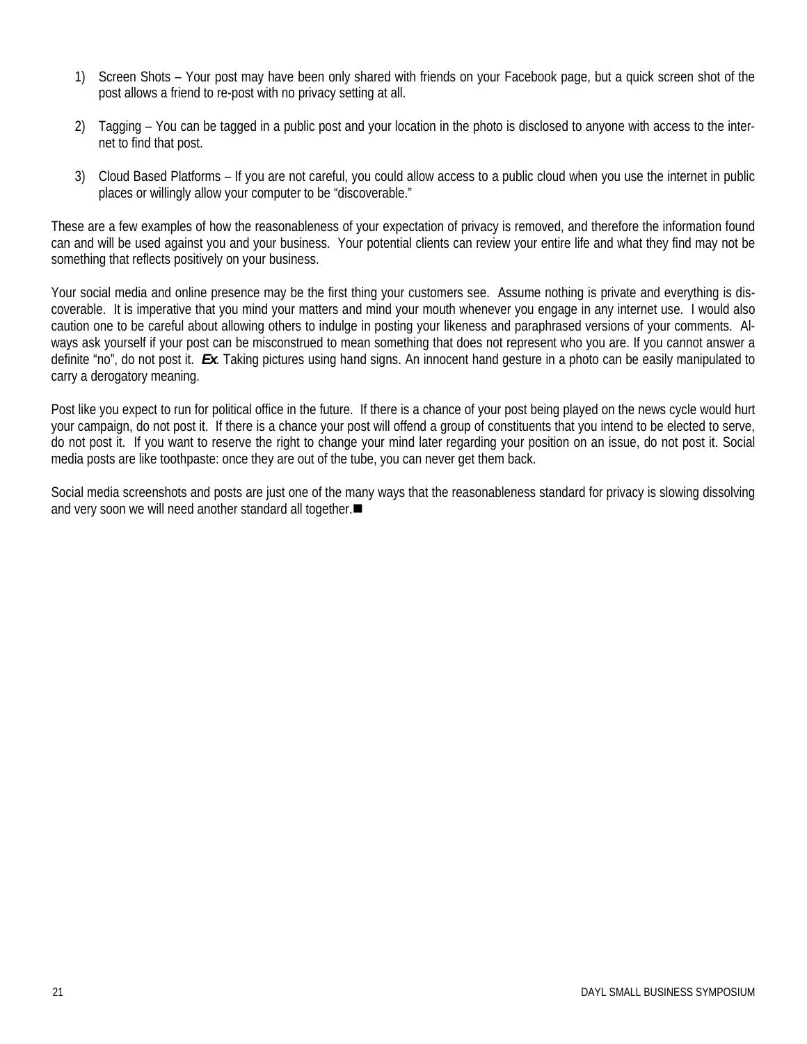1) Screen Shots – Your post may have been only shared with friends on your Facebook page, but a quick screen shot of the post allows a friend to re-post with no privacy setting at all.

2) Tagging – You can be tagged in a public post and your location in the photo is disclosed to anyone with access to the internet to find that post.

3) Cloud Based Platforms – If you are not careful, you could allow access to a public cloud when you use the internet in public places or willingly allow your computer to be "discoverable."

These are a few examples of how the reasonableness of your expectation of privacy is removed, and therefore the information found can and will be used against you and your business. Your potential clients can review your entire life and what they find may not be something that reflects positively on your business.

Your social media and online presence may be the first thing your customers see. Assume nothing is private and everything is discoverable. It is imperative that you mind your matters and mind your mouth whenever you engage in any internet use. I would also caution one to be careful about allowing others to indulge in posting your likeness and paraphrased versions of your comments. Always ask yourself if your post can be misconstrued to mean something that does not represent who you are. If you cannot answer a definite "no", do not post it. ***Ex***. Taking pictures using hand signs. An innocent hand gesture in a photo can be easily manipulated to carry a derogatory meaning.

Post like you expect to run for political office in the future. If there is a chance of your post being played on the news cycle would hurt your campaign, do not post it. If there is a chance your post will offend a group of constituents that you intend to be elected to serve, do not post it. If you want to reserve the right to change your mind later regarding your position on an issue, do not post it. Social media posts are like toothpaste: once they are out of the tube, you can never get them back.

Social media screenshots and posts are just one of the many ways that the reasonableness standard for privacy is slowing dissolving and very soon we will need another standard all together.■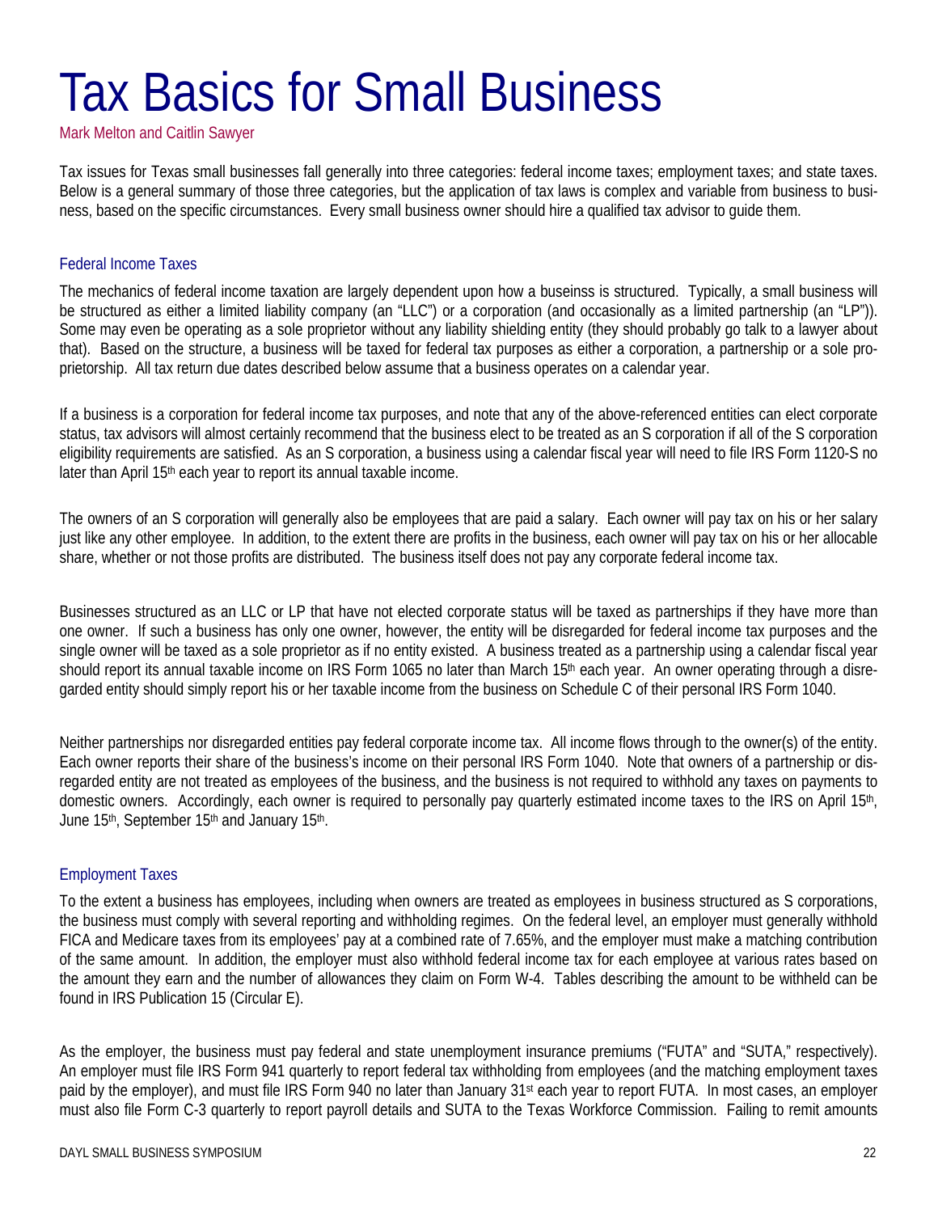# Tax Basics for Small Business

Mark Melton and Caitlin Sawyer

Tax issues for Texas small businesses fall generally into three categories: federal income taxes; employment taxes; and state taxes. Below is a general summary of those three categories, but the application of tax laws is complex and variable from business to business, based on the specific circumstances. Every small business owner should hire a qualified tax advisor to guide them.

## Federal Income Taxes

The mechanics of federal income taxation are largely dependent upon how a buseinss is structured. Typically, a small business will be structured as either a limited liability company (an "LLC") or a corporation (and occasionally as a limited partnership (an "LP")). Some may even be operating as a sole proprietor without any liability shielding entity (they should probably go talk to a lawyer about that). Based on the structure, a business will be taxed for federal tax purposes as either a corporation, a partnership or a sole proprietorship. All tax return due dates described below assume that a business operates on a calendar year.

If a business is a corporation for federal income tax purposes, and note that any of the above-referenced entities can elect corporate status, tax advisors will almost certainly recommend that the business elect to be treated as an S corporation if all of the S corporation eligibility requirements are satisfied. As an S corporation, a business using a calendar fiscal year will need to file IRS Form 1120-S no later than April 15th each year to report its annual taxable income.

The owners of an S corporation will generally also be employees that are paid a salary. Each owner will pay tax on his or her salary just like any other employee. In addition, to the extent there are profits in the business, each owner will pay tax on his or her allocable share, whether or not those profits are distributed. The business itself does not pay any corporate federal income tax.

Businesses structured as an LLC or LP that have not elected corporate status will be taxed as partnerships if they have more than one owner. If such a business has only one owner, however, the entity will be disregarded for federal income tax purposes and the single owner will be taxed as a sole proprietor as if no entity existed. A business treated as a partnership using a calendar fiscal year should report its annual taxable income on IRS Form 1065 no later than March 15th each year. An owner operating through a disregarded entity should simply report his or her taxable income from the business on Schedule C of their personal IRS Form 1040.

Neither partnerships nor disregarded entities pay federal corporate income tax. All income flows through to the owner(s) of the entity. Each owner reports their share of the business's income on their personal IRS Form 1040. Note that owners of a partnership or disregarded entity are not treated as employees of the business, and the business is not required to withhold any taxes on payments to domestic owners. Accordingly, each owner is required to personally pay quarterly estimated income taxes to the IRS on April 15th, June 15th, September 15th and January 15th.

## Employment Taxes

To the extent a business has employees, including when owners are treated as employees in business structured as S corporations, the business must comply with several reporting and withholding regimes. On the federal level, an employer must generally withhold FICA and Medicare taxes from its employees' pay at a combined rate of 7.65%, and the employer must make a matching contribution of the same amount. In addition, the employer must also withhold federal income tax for each employee at various rates based on the amount they earn and the number of allowances they claim on Form W-4. Tables describing the amount to be withheld can be found in IRS Publication 15 (Circular E).

As the employer, the business must pay federal and state unemployment insurance premiums ("FUTA" and "SUTA," respectively). An employer must file IRS Form 941 quarterly to report federal tax withholding from employees (and the matching employment taxes paid by the employer), and must file IRS Form 940 no later than January 31st each year to report FUTA. In most cases, an employer must also file Form C-3 quarterly to report payroll details and SUTA to the Texas Workforce Commission. Failing to remit amounts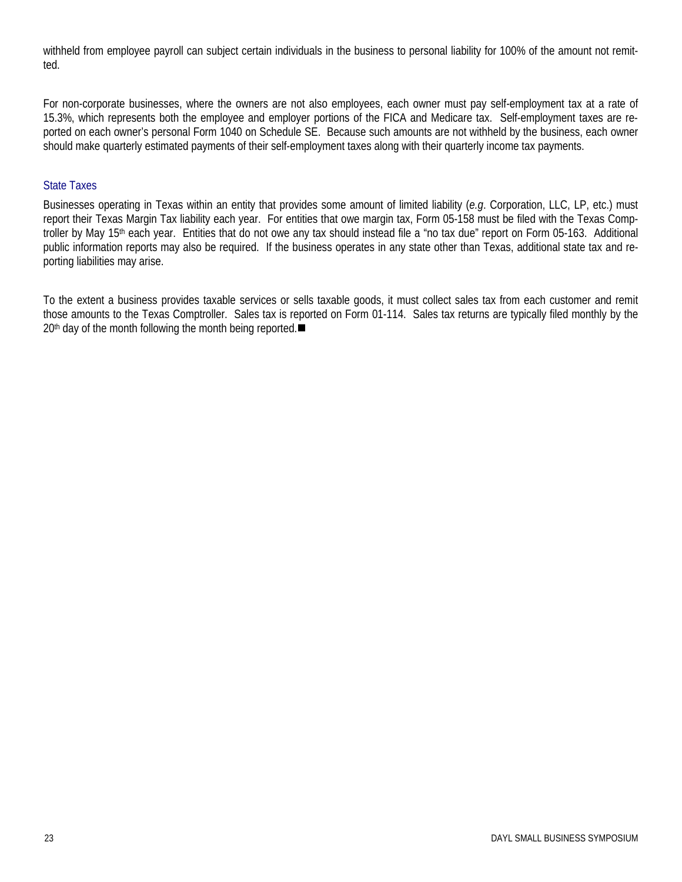withheld from employee payroll can subject certain individuals in the business to personal liability for 100% of the amount not remitted.

For non-corporate businesses, where the owners are not also employees, each owner must pay self-employment tax at a rate of 15.3%, which represents both the employee and employer portions of the FICA and Medicare tax. Self-employment taxes are reported on each owner's personal Form 1040 on Schedule SE. Because such amounts are not withheld by the business, each owner should make quarterly estimated payments of their self-employment taxes along with their quarterly income tax payments.

### State Taxes

Businesses operating in Texas within an entity that provides some amount of limited liability (*e.g*. Corporation, LLC, LP, etc.) must report their Texas Margin Tax liability each year. For entities that owe margin tax, Form 05-158 must be filed with the Texas Comptroller by May 15th each year. Entities that do not owe any tax should instead file a "no tax due" report on Form 05-163. Additional public information reports may also be required. If the business operates in any state other than Texas, additional state tax and reporting liabilities may arise.

To the extent a business provides taxable services or sells taxable goods, it must collect sales tax from each customer and remit those amounts to the Texas Comptroller. Sales tax is reported on Form 01-114. Sales tax returns are typically filed monthly by the 20th day of the month following the month being reported.■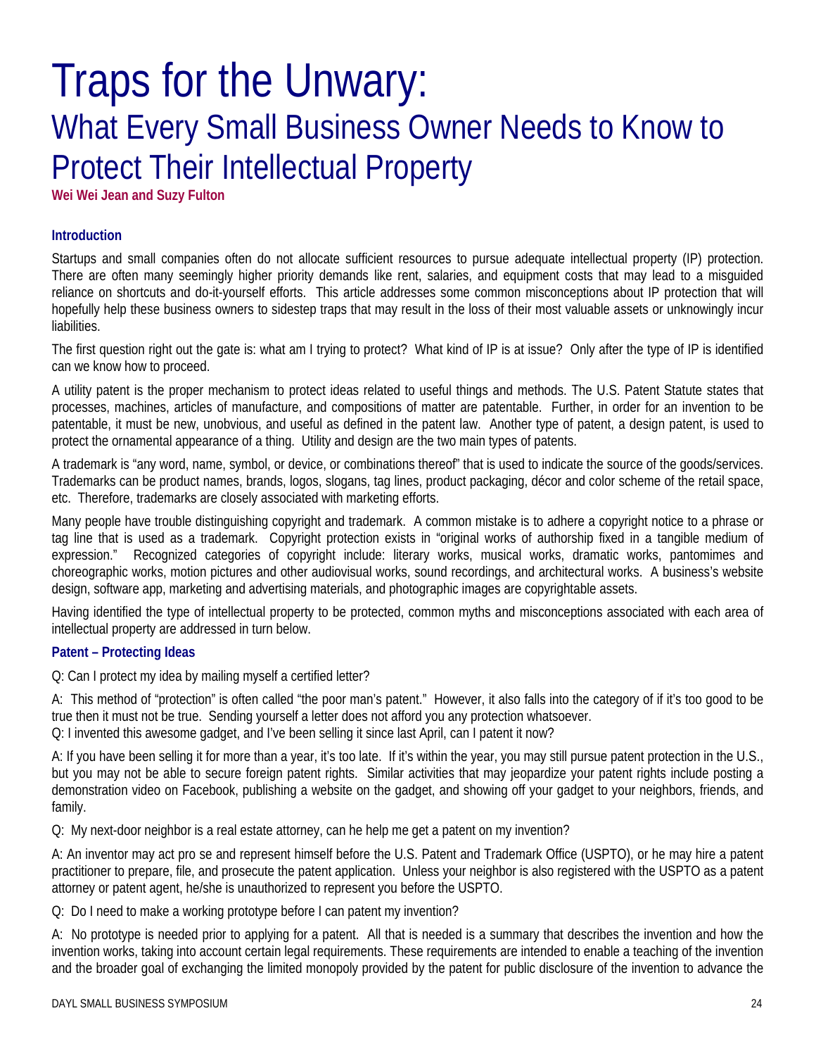# Traps for the Unwary:

## What Every Small Business Owner Needs to Know to Protect Their Intellectual Property

**Wei Wei Jean and Suzy Fulton**

### Introduction

Startups and small companies often do not allocate sufficient resources to pursue adequate intellectual property (IP) protection. There are often many seemingly higher priority demands like rent, salaries, and equipment costs that may lead to a misguided reliance on shortcuts and do-it-yourself efforts. This article addresses some common misconceptions about IP protection that will hopefully help these business owners to sidestep traps that may result in the loss of their most valuable assets or unknowingly incur liabilities.

The first question right out the gate is: what am I trying to protect? What kind of IP is at issue? Only after the type of IP is identified can we know how to proceed.

A utility patent is the proper mechanism to protect ideas related to useful things and methods. The U.S. Patent Statute states that processes, machines, articles of manufacture, and compositions of matter are patentable. Further, in order for an invention to be patentable, it must be new, unobvious, and useful as defined in the patent law. Another type of patent, a design patent, is used to protect the ornamental appearance of a thing. Utility and design are the two main types of patents.

A trademark is "any word, name, symbol, or device, or combinations thereof" that is used to indicate the source of the goods/services. Trademarks can be product names, brands, logos, slogans, tag lines, product packaging, décor and color scheme of the retail space, etc. Therefore, trademarks are closely associated with marketing efforts.

Many people have trouble distinguishing copyright and trademark. A common mistake is to adhere a copyright notice to a phrase or tag line that is used as a trademark. Copyright protection exists in "original works of authorship fixed in a tangible medium of expression." Recognized categories of copyright include: literary works, musical works, dramatic works, pantomimes and choreographic works, motion pictures and other audiovisual works, sound recordings, and architectural works. A business's website design, software app, marketing and advertising materials, and photographic images are copyrightable assets.

Having identified the type of intellectual property to be protected, common myths and misconceptions associated with each area of intellectual property are addressed in turn below.

### Patent – Protecting Ideas

Q: Can I protect my idea by mailing myself a certified letter?

A: This method of "protection" is often called "the poor man's patent." However, it also falls into the category of if it's too good to be true then it must not be true. Sending yourself a letter does not afford you any protection whatsoever.

Q: I invented this awesome gadget, and I've been selling it since last April, can I patent it now?

A: If you have been selling it for more than a year, it's too late. If it's within the year, you may still pursue patent protection in the U.S., but you may not be able to secure foreign patent rights. Similar activities that may jeopardize your patent rights include posting a demonstration video on Facebook, publishing a website on the gadget, and showing off your gadget to your neighbors, friends, and family.

Q: My next-door neighbor is a real estate attorney, can he help me get a patent on my invention?

A: An inventor may act pro se and represent himself before the U.S. Patent and Trademark Office (USPTO), or he may hire a patent practitioner to prepare, file, and prosecute the patent application. Unless your neighbor is also registered with the USPTO as a patent attorney or patent agent, he/she is unauthorized to represent you before the USPTO.

Q: Do I need to make a working prototype before I can patent my invention?

A: No prototype is needed prior to applying for a patent. All that is needed is a summary that describes the invention and how the invention works, taking into account certain legal requirements. These requirements are intended to enable a teaching of the invention and the broader goal of exchanging the limited monopoly provided by the patent for public disclosure of the invention to advance the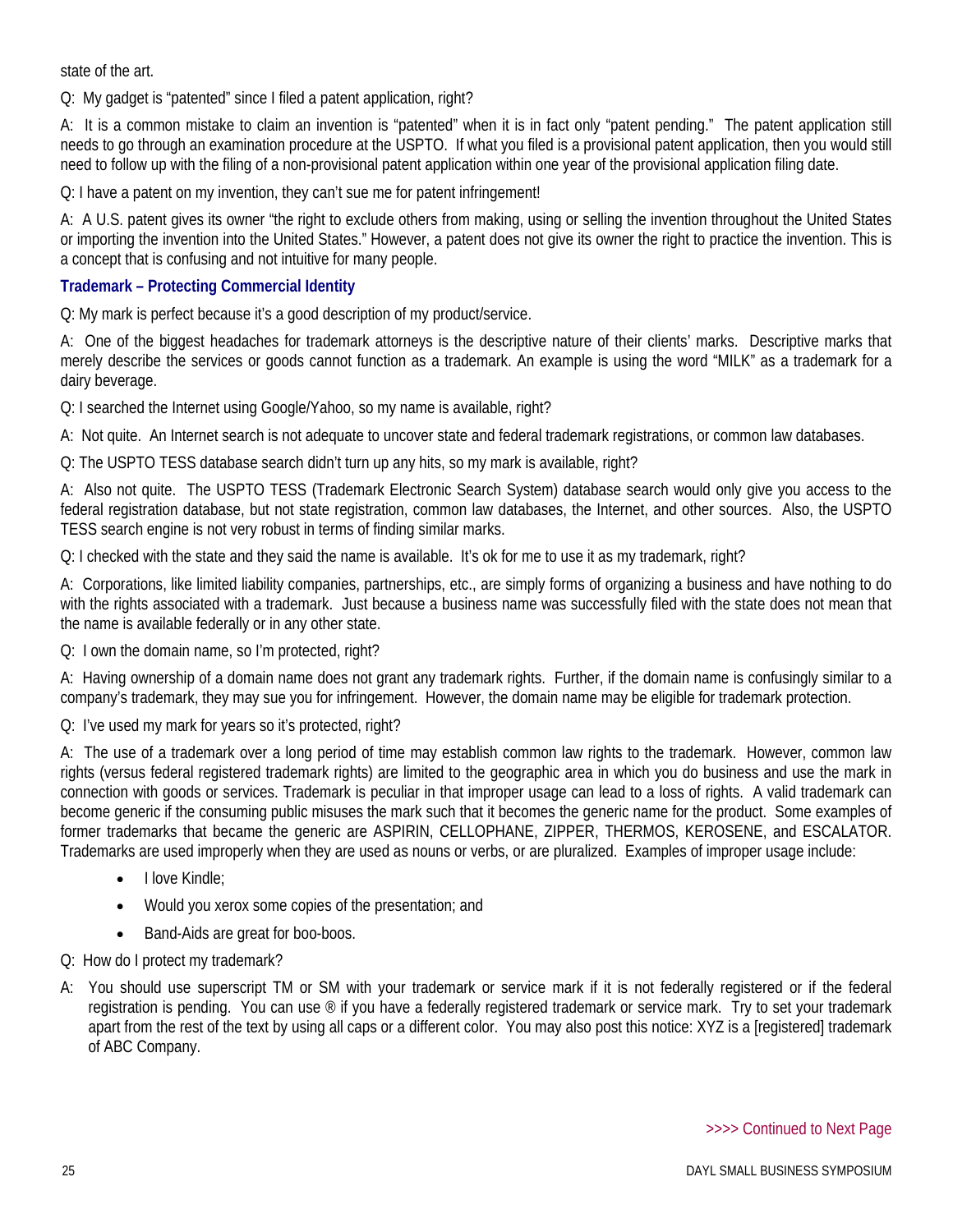state of the art.

Q: My gadget is "patented" since I filed a patent application, right?

A: It is a common mistake to claim an invention is "patented" when it is in fact only "patent pending." The patent application still needs to go through an examination procedure at the USPTO. If what you filed is a provisional patent application, then you would still need to follow up with the filing of a non-provisional patent application within one year of the provisional application filing date.

Q: I have a patent on my invention, they can't sue me for patent infringement!

A: A U.S. patent gives its owner "the right to exclude others from making, using or selling the invention throughout the United States or importing the invention into the United States." However, a patent does not give its owner the right to practice the invention. This is a concept that is confusing and not intuitive for many people.

### Trademark – Protecting Commercial Identity

Q: My mark is perfect because it's a good description of my product/service.

A: One of the biggest headaches for trademark attorneys is the descriptive nature of their clients' marks. Descriptive marks that merely describe the services or goods cannot function as a trademark. An example is using the word "MILK" as a trademark for a dairy beverage.

Q: I searched the Internet using Google/Yahoo, so my name is available, right?

A: Not quite. An Internet search is not adequate to uncover state and federal trademark registrations, or common law databases.

Q: The USPTO TESS database search didn't turn up any hits, so my mark is available, right?

A: Also not quite. The USPTO TESS (Trademark Electronic Search System) database search would only give you access to the federal registration database, but not state registration, common law databases, the Internet, and other sources. Also, the USPTO TESS search engine is not very robust in terms of finding similar marks.

Q: I checked with the state and they said the name is available. It's ok for me to use it as my trademark, right?

A: Corporations, like limited liability companies, partnerships, etc., are simply forms of organizing a business and have nothing to do with the rights associated with a trademark. Just because a business name was successfully filed with the state does not mean that the name is available federally or in any other state.

Q: I own the domain name, so I'm protected, right?

A: Having ownership of a domain name does not grant any trademark rights. Further, if the domain name is confusingly similar to a company's trademark, they may sue you for infringement. However, the domain name may be eligible for trademark protection.

Q: I've used my mark for years so it's protected, right?

A: The use of a trademark over a long period of time may establish common law rights to the trademark. However, common law rights (versus federal registered trademark rights) are limited to the geographic area in which you do business and use the mark in connection with goods or services. Trademark is peculiar in that improper usage can lead to a loss of rights. A valid trademark can become generic if the consuming public misuses the mark such that it becomes the generic name for the product. Some examples of former trademarks that became the generic are ASPIRIN, CELLOPHANE, ZIPPER, THERMOS, KEROSENE, and ESCALATOR. Trademarks are used improperly when they are used as nouns or verbs, or are pluralized. Examples of improper usage include:

- I love Kindle;
- Would you xerox some copies of the presentation; and
- Band-Aids are great for boo-boos.

Q: How do I protect my trademark?

A: You should use superscript TM or SM with your trademark or service mark if it is not federally registered or if the federal registration is pending. You can use ® if you have a federally registered trademark or service mark. Try to set your trademark apart from the rest of the text by using all caps or a different color. You may also post this notice: XYZ is a [registered] trademark of ABC Company.

>>>> Continued to Next Page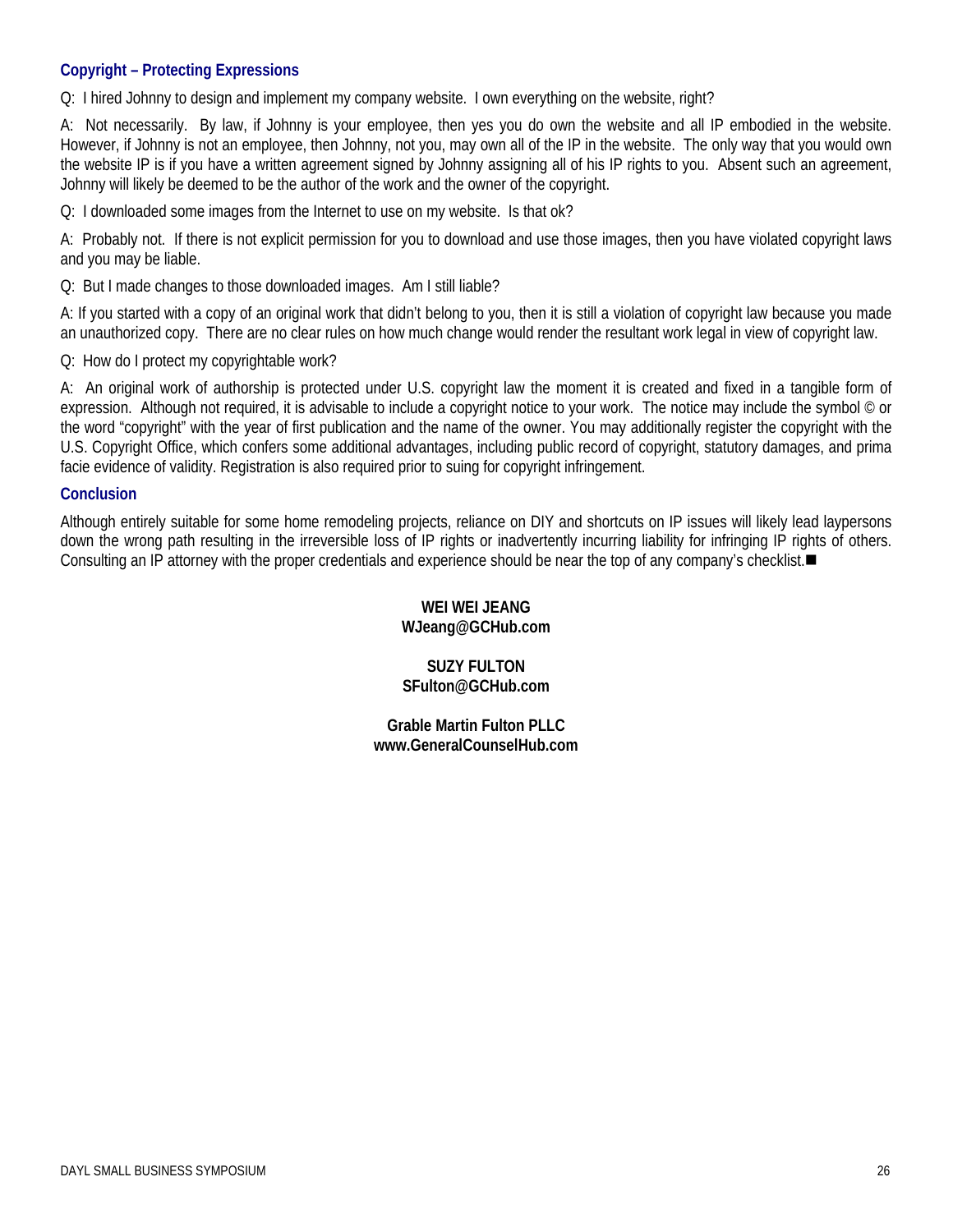### Copyright – Protecting Expressions

Q: I hired Johnny to design and implement my company website. I own everything on the website, right?

A: Not necessarily. By law, if Johnny is your employee, then yes you do own the website and all IP embodied in the website. However, if Johnny is not an employee, then Johnny, not you, may own all of the IP in the website. The only way that you would own the website IP is if you have a written agreement signed by Johnny assigning all of his IP rights to you. Absent such an agreement, Johnny will likely be deemed to be the author of the work and the owner of the copyright.

Q: I downloaded some images from the Internet to use on my website. Is that ok?

A: Probably not. If there is not explicit permission for you to download and use those images, then you have violated copyright laws and you may be liable.

Q: But I made changes to those downloaded images. Am I still liable?

A: If you started with a copy of an original work that didn't belong to you, then it is still a violation of copyright law because you made an unauthorized copy. There are no clear rules on how much change would render the resultant work legal in view of copyright law.

Q: How do I protect my copyrightable work?

A: An original work of authorship is protected under U.S. copyright law the moment it is created and fixed in a tangible form of expression. Although not required, it is advisable to include a copyright notice to your work. The notice may include the symbol © or the word "copyright" with the year of first publication and the name of the owner. You may additionally register the copyright with the U.S. Copyright Office, which confers some additional advantages, including public record of copyright, statutory damages, and prima facie evidence of validity. Registration is also required prior to suing for copyright infringement.

### Conclusion

Although entirely suitable for some home remodeling projects, reliance on DIY and shortcuts on IP issues will likely lead laypersons down the wrong path resulting in the irreversible loss of IP rights or inadvertently incurring liability for infringing IP rights of others. Consulting an IP attorney with the proper credentials and experience should be near the top of any company's checklist.■

**WEI WEI JEANG**
**WJeang@GCHub.com**

**SUZY FULTON**
**SFulton@GCHub.com**

**Grable Martin Fulton PLLC**
**www.GeneralCounselHub.com**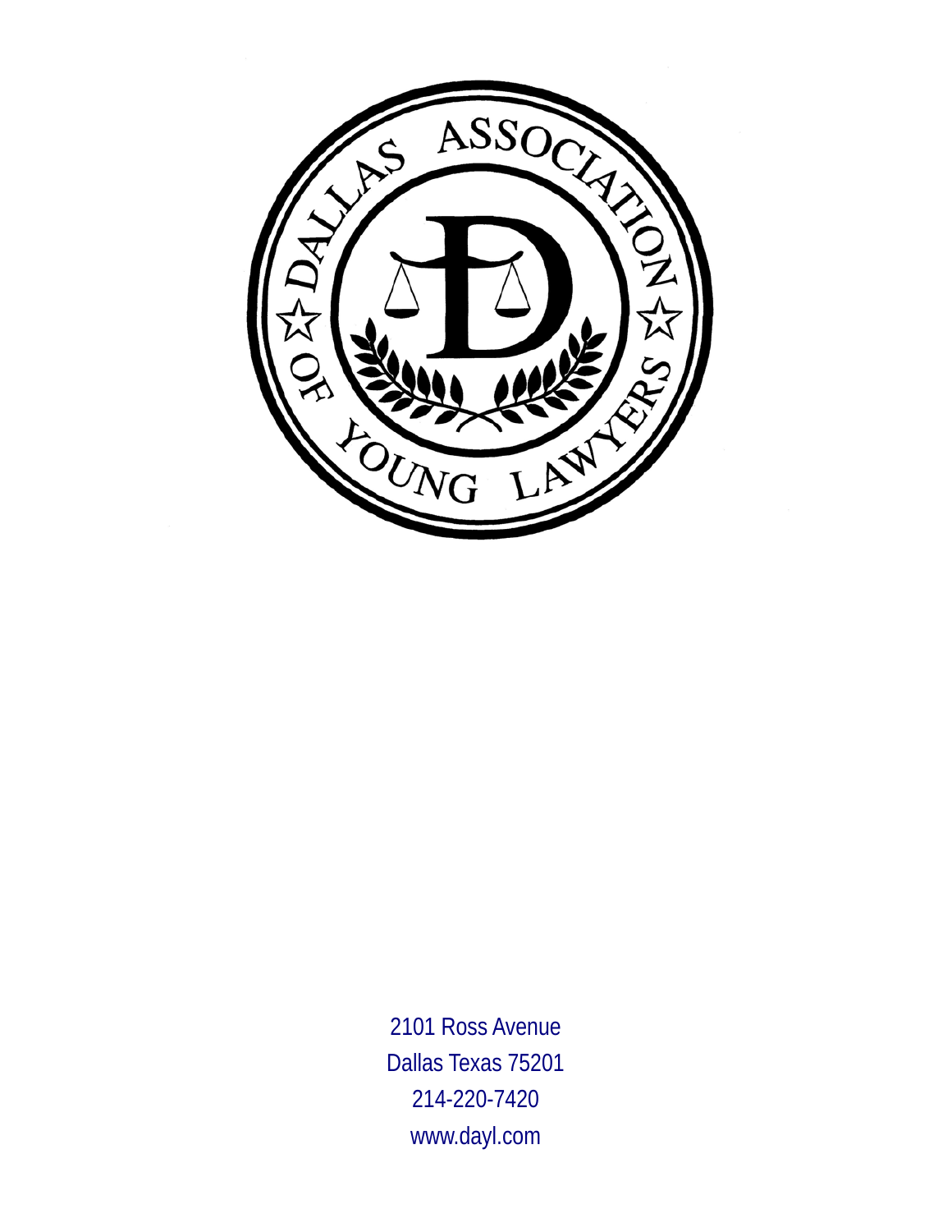2101 Ross Avenue

Dallas Texas 75201

214-220-7420

www.dayl.com